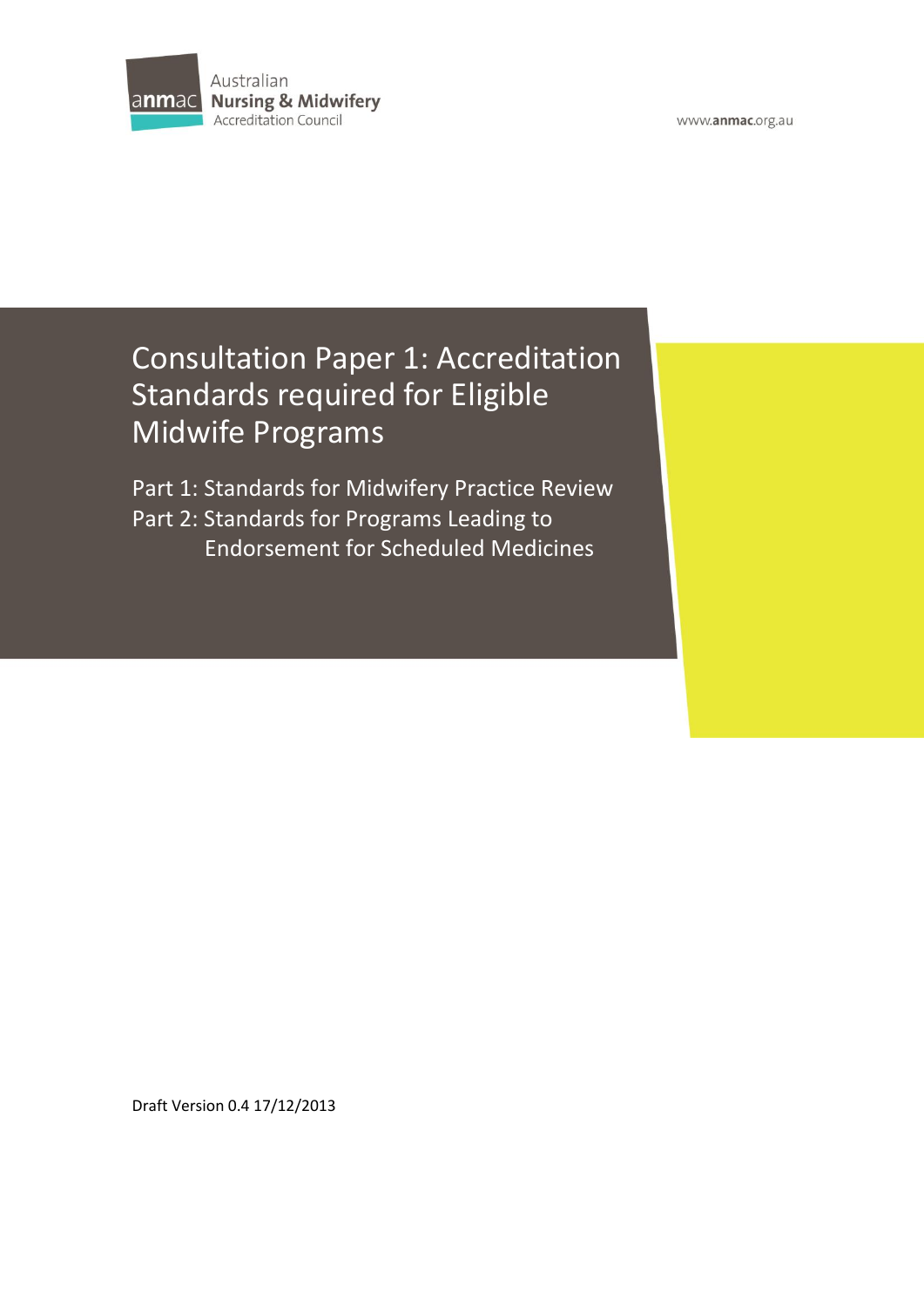Australian Nursing & Midwifery Accreditation Council

www.anmac.org.au

# Consultation Paper 1: Accreditation Standards required for Eligible Midwife Programs

Part 1: Standards for Midwifery Practice Review
Part 2: Standards for Programs Leading to Endorsement for Scheduled Medicines

Draft Version 0.4 17/12/2013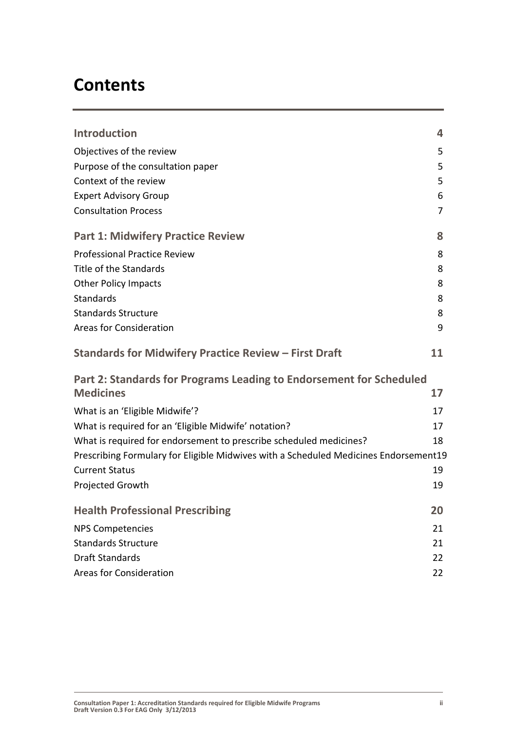# Contents

| | |
|---|---|
| **Introduction** | **4** |
| Objectives of the review | 5 |
| Purpose of the consultation paper | 5 |
| Context of the review | 5 |
| Expert Advisory Group | 6 |
| Consultation Process | 7 |
| **Part 1: Midwifery Practice Review** | **8** |
| Professional Practice Review | 8 |
| Title of the Standards | 8 |
| Other Policy Impacts | 8 |
| Standards | 8 |
| Standards Structure | 8 |
| Areas for Consideration | 9 |
| **Standards for Midwifery Practice Review – First Draft** | **11** |
| **Part 2: Standards for Programs Leading to Endorsement for Scheduled Medicines** | **17** |
| What is an 'Eligible Midwife'? | 17 |
| What is required for an 'Eligible Midwife' notation? | 17 |
| What is required for endorsement to prescribe scheduled medicines? | 18 |
| Prescribing Formulary for Eligible Midwives with a Scheduled Medicines Endorsement | 19 |
| Current Status | 19 |
| Projected Growth | 19 |
| **Health Professional Prescribing** | **20** |
| NPS Competencies | 21 |
| Standards Structure | 21 |
| Draft Standards | 22 |
| Areas for Consideration | 22 |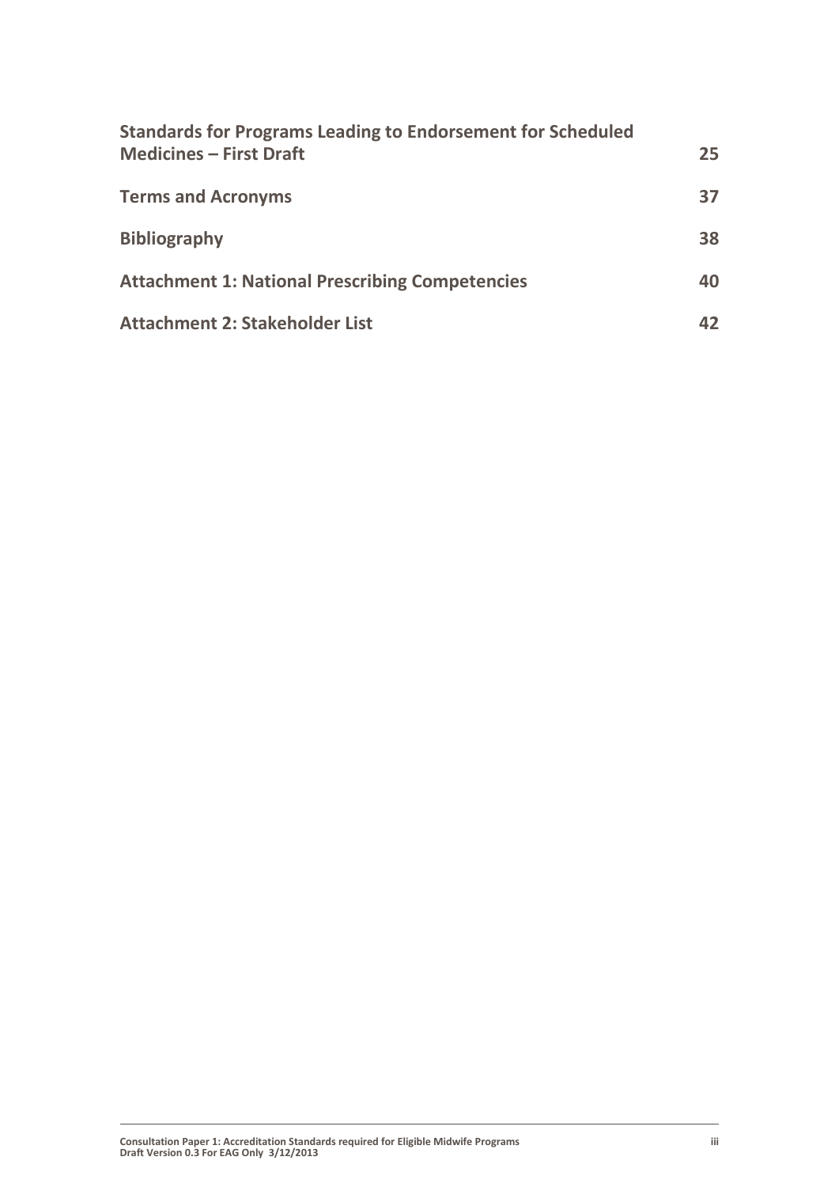**Standards for Programs Leading to Endorsement for Scheduled Medicines – First Draft** 25

**Terms and Acronyms** 37

**Bibliography** 38

**Attachment 1: National Prescribing Competencies** 40

**Attachment 2: Stakeholder List** 42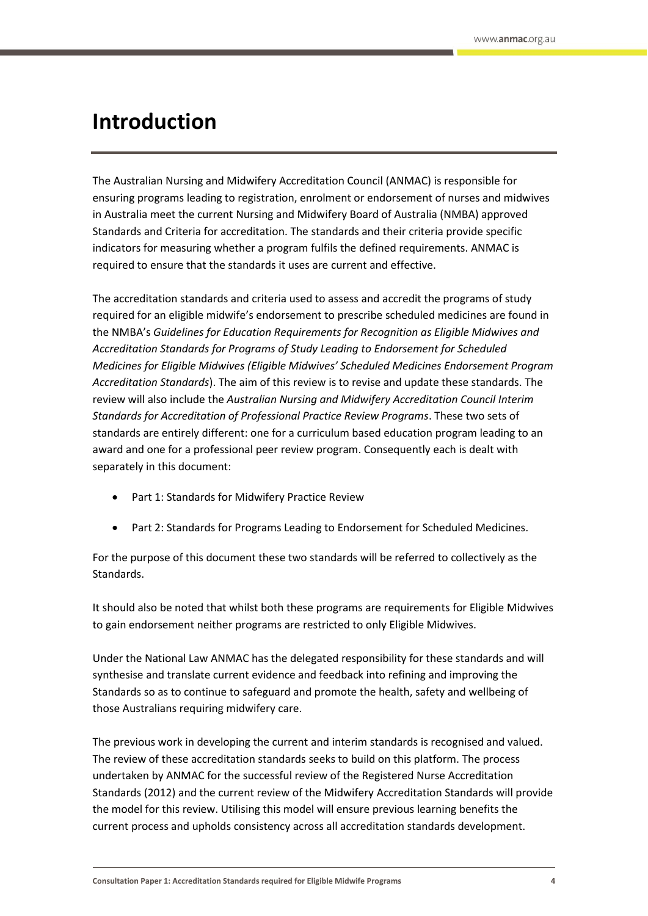# Introduction

The Australian Nursing and Midwifery Accreditation Council (ANMAC) is responsible for ensuring programs leading to registration, enrolment or endorsement of nurses and midwives in Australia meet the current Nursing and Midwifery Board of Australia (NMBA) approved Standards and Criteria for accreditation. The standards and their criteria provide specific indicators for measuring whether a program fulfils the defined requirements. ANMAC is required to ensure that the standards it uses are current and effective.

The accreditation standards and criteria used to assess and accredit the programs of study required for an eligible midwife's endorsement to prescribe scheduled medicines are found in the NMBA's *Guidelines for Education Requirements for Recognition as Eligible Midwives and Accreditation Standards for Programs of Study Leading to Endorsement for Scheduled Medicines for Eligible Midwives (Eligible Midwives' Scheduled Medicines Endorsement Program Accreditation Standards*). The aim of this review is to revise and update these standards. The review will also include the *Australian Nursing and Midwifery Accreditation Council Interim Standards for Accreditation of Professional Practice Review Programs*. These two sets of standards are entirely different: one for a curriculum based education program leading to an award and one for a professional peer review program. Consequently each is dealt with separately in this document:

- Part 1: Standards for Midwifery Practice Review
- Part 2: Standards for Programs Leading to Endorsement for Scheduled Medicines.

For the purpose of this document these two standards will be referred to collectively as the Standards.

It should also be noted that whilst both these programs are requirements for Eligible Midwives to gain endorsement neither programs are restricted to only Eligible Midwives.

Under the National Law ANMAC has the delegated responsibility for these standards and will synthesise and translate current evidence and feedback into refining and improving the Standards so as to continue to safeguard and promote the health, safety and wellbeing of those Australians requiring midwifery care.

The previous work in developing the current and interim standards is recognised and valued. The review of these accreditation standards seeks to build on this platform. The process undertaken by ANMAC for the successful review of the Registered Nurse Accreditation Standards (2012) and the current review of the Midwifery Accreditation Standards will provide the model for this review. Utilising this model will ensure previous learning benefits the current process and upholds consistency across all accreditation standards development.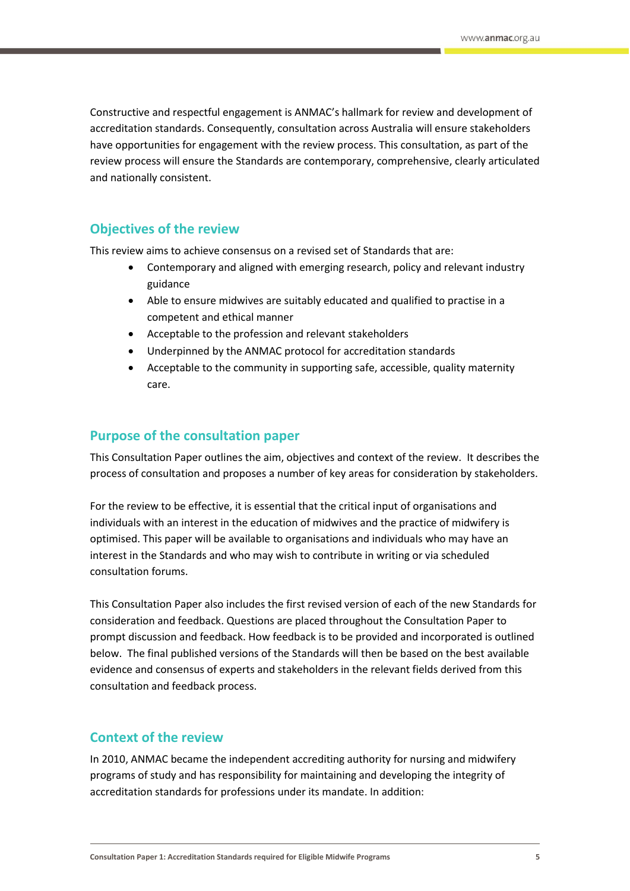Constructive and respectful engagement is ANMAC's hallmark for review and development of accreditation standards. Consequently, consultation across Australia will ensure stakeholders have opportunities for engagement with the review process. This consultation, as part of the review process will ensure the Standards are contemporary, comprehensive, clearly articulated and nationally consistent.

## Objectives of the review

This review aims to achieve consensus on a revised set of Standards that are:

- Contemporary and aligned with emerging research, policy and relevant industry guidance
- Able to ensure midwives are suitably educated and qualified to practise in a competent and ethical manner
- Acceptable to the profession and relevant stakeholders
- Underpinned by the ANMAC protocol for accreditation standards
- Acceptable to the community in supporting safe, accessible, quality maternity care.

## Purpose of the consultation paper

This Consultation Paper outlines the aim, objectives and context of the review. It describes the process of consultation and proposes a number of key areas for consideration by stakeholders.

For the review to be effective, it is essential that the critical input of organisations and individuals with an interest in the education of midwives and the practice of midwifery is optimised. This paper will be available to organisations and individuals who may have an interest in the Standards and who may wish to contribute in writing or via scheduled consultation forums.

This Consultation Paper also includes the first revised version of each of the new Standards for consideration and feedback. Questions are placed throughout the Consultation Paper to prompt discussion and feedback. How feedback is to be provided and incorporated is outlined below. The final published versions of the Standards will then be based on the best available evidence and consensus of experts and stakeholders in the relevant fields derived from this consultation and feedback process.

## Context of the review

In 2010, ANMAC became the independent accrediting authority for nursing and midwifery programs of study and has responsibility for maintaining and developing the integrity of accreditation standards for professions under its mandate. In addition: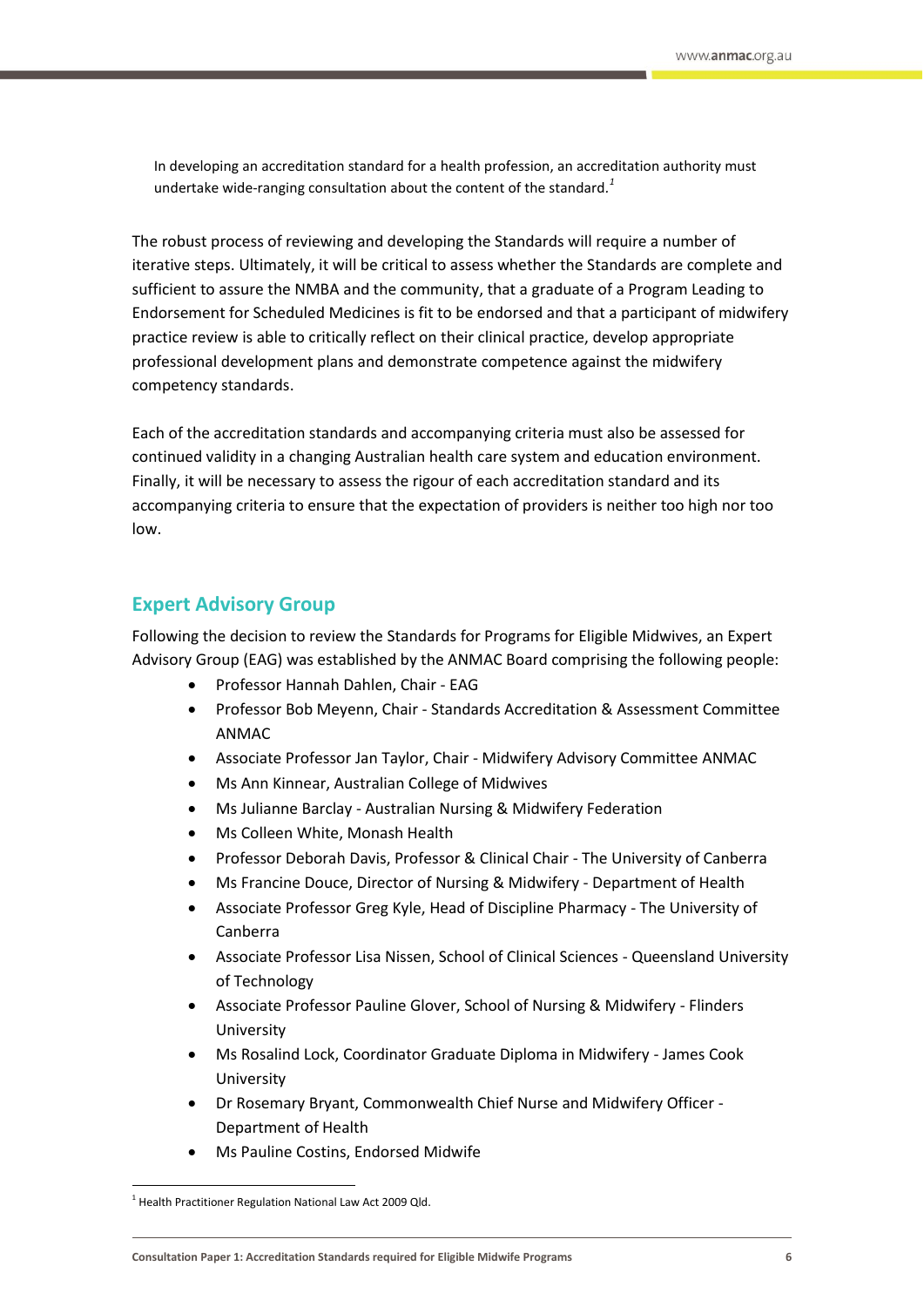> In developing an accreditation standard for a health profession, an accreditation authority must undertake wide-ranging consultation about the content of the standard.[1]

The robust process of reviewing and developing the Standards will require a number of iterative steps. Ultimately, it will be critical to assess whether the Standards are complete and sufficient to assure the NMBA and the community, that a graduate of a Program Leading to Endorsement for Scheduled Medicines is fit to be endorsed and that a participant of midwifery practice review is able to critically reflect on their clinical practice, develop appropriate professional development plans and demonstrate competence against the midwifery competency standards.

Each of the accreditation standards and accompanying criteria must also be assessed for continued validity in a changing Australian health care system and education environment. Finally, it will be necessary to assess the rigour of each accreditation standard and its accompanying criteria to ensure that the expectation of providers is neither too high nor too low.

## Expert Advisory Group

Following the decision to review the Standards for Programs for Eligible Midwives, an Expert Advisory Group (EAG) was established by the ANMAC Board comprising the following people:

- Professor Hannah Dahlen, Chair - EAG
- Professor Bob Meyenn, Chair - Standards Accreditation & Assessment Committee ANMAC
- Associate Professor Jan Taylor, Chair - Midwifery Advisory Committee ANMAC
- Ms Ann Kinnear, Australian College of Midwives
- Ms Julianne Barclay - Australian Nursing & Midwifery Federation
- Ms Colleen White, Monash Health
- Professor Deborah Davis, Professor & Clinical Chair - The University of Canberra
- Ms Francine Douce, Director of Nursing & Midwifery - Department of Health
- Associate Professor Greg Kyle, Head of Discipline Pharmacy - The University of Canberra
- Associate Professor Lisa Nissen, School of Clinical Sciences - Queensland University of Technology
- Associate Professor Pauline Glover, School of Nursing & Midwifery - Flinders University
- Ms Rosalind Lock, Coordinator Graduate Diploma in Midwifery - James Cook University
- Dr Rosemary Bryant, Commonwealth Chief Nurse and Midwifery Officer - Department of Health
- Ms Pauline Costins, Endorsed Midwife

---

[1] Health Practitioner Regulation National Law Act 2009 Qld.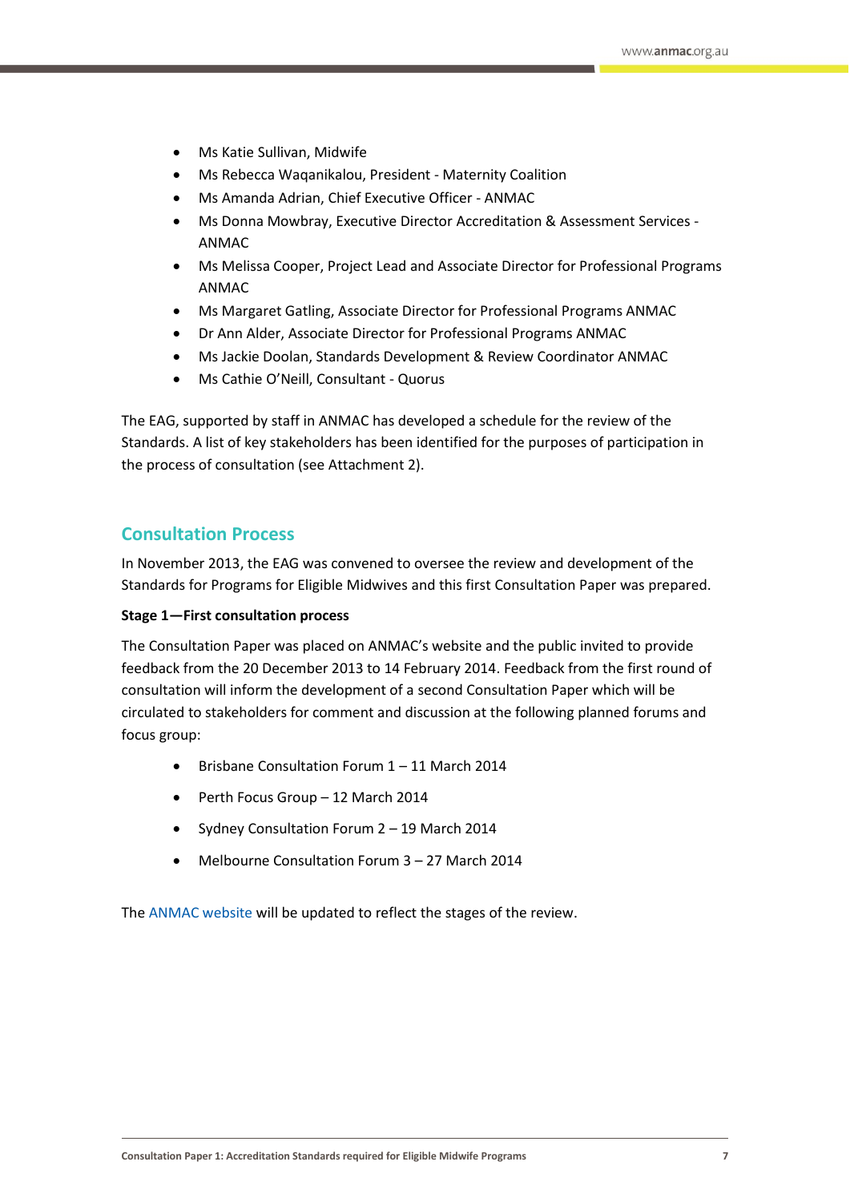- Ms Katie Sullivan, Midwife
- Ms Rebecca Waqanikalou, President - Maternity Coalition
- Ms Amanda Adrian, Chief Executive Officer - ANMAC
- Ms Donna Mowbray, Executive Director Accreditation & Assessment Services - ANMAC
- Ms Melissa Cooper, Project Lead and Associate Director for Professional Programs ANMAC
- Ms Margaret Gatling, Associate Director for Professional Programs ANMAC
- Dr Ann Alder, Associate Director for Professional Programs ANMAC
- Ms Jackie Doolan, Standards Development & Review Coordinator ANMAC
- Ms Cathie O'Neill, Consultant - Quorus

The EAG, supported by staff in ANMAC has developed a schedule for the review of the Standards. A list of key stakeholders has been identified for the purposes of participation in the process of consultation (see Attachment 2).

## Consultation Process

In November 2013, the EAG was convened to oversee the review and development of the Standards for Programs for Eligible Midwives and this first Consultation Paper was prepared.

**Stage 1—First consultation process**

The Consultation Paper was placed on ANMAC's website and the public invited to provide feedback from the 20 December 2013 to 14 February 2014. Feedback from the first round of consultation will inform the development of a second Consultation Paper which will be circulated to stakeholders for comment and discussion at the following planned forums and focus group:

- Brisbane Consultation Forum 1 – 11 March 2014
- Perth Focus Group – 12 March 2014
- Sydney Consultation Forum 2 – 19 March 2014
- Melbourne Consultation Forum 3 – 27 March 2014

The ANMAC website will be updated to reflect the stages of the review.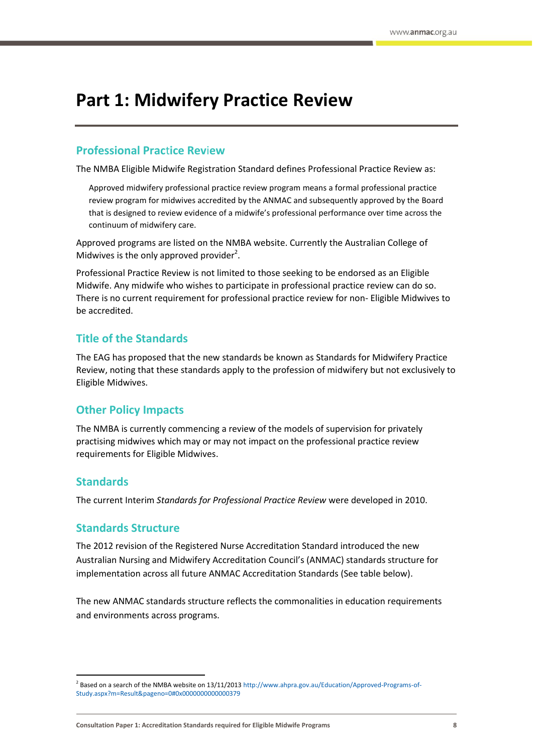# Part 1: Midwifery Practice Review

## Professional Practice Review

The NMBA Eligible Midwife Registration Standard defines Professional Practice Review as:

> Approved midwifery professional practice review program means a formal professional practice review program for midwives accredited by the ANMAC and subsequently approved by the Board that is designed to review evidence of a midwife's professional performance over time across the continuum of midwifery care.

Approved programs are listed on the NMBA website. Currently the Australian College of Midwives is the only approved provider[2].

Professional Practice Review is not limited to those seeking to be endorsed as an Eligible Midwife. Any midwife who wishes to participate in professional practice review can do so. There is no current requirement for professional practice review for non- Eligible Midwives to be accredited.

## Title of the Standards

The EAG has proposed that the new standards be known as Standards for Midwifery Practice Review, noting that these standards apply to the profession of midwifery but not exclusively to Eligible Midwives.

## Other Policy Impacts

The NMBA is currently commencing a review of the models of supervision for privately practising midwives which may or may not impact on the professional practice review requirements for Eligible Midwives.

## Standards

The current Interim *Standards for Professional Practice Review* were developed in 2010.

## Standards Structure

The 2012 revision of the Registered Nurse Accreditation Standard introduced the new Australian Nursing and Midwifery Accreditation Council's (ANMAC) standards structure for implementation across all future ANMAC Accreditation Standards (See table below).

The new ANMAC standards structure reflects the commonalities in education requirements and environments across programs.

---

[2] Based on a search of the NMBA website on 13/11/2013 http://www.ahpra.gov.au/Education/Approved-Programs-of-Study.aspx?m=Result&pageno=0#0x0000000000000379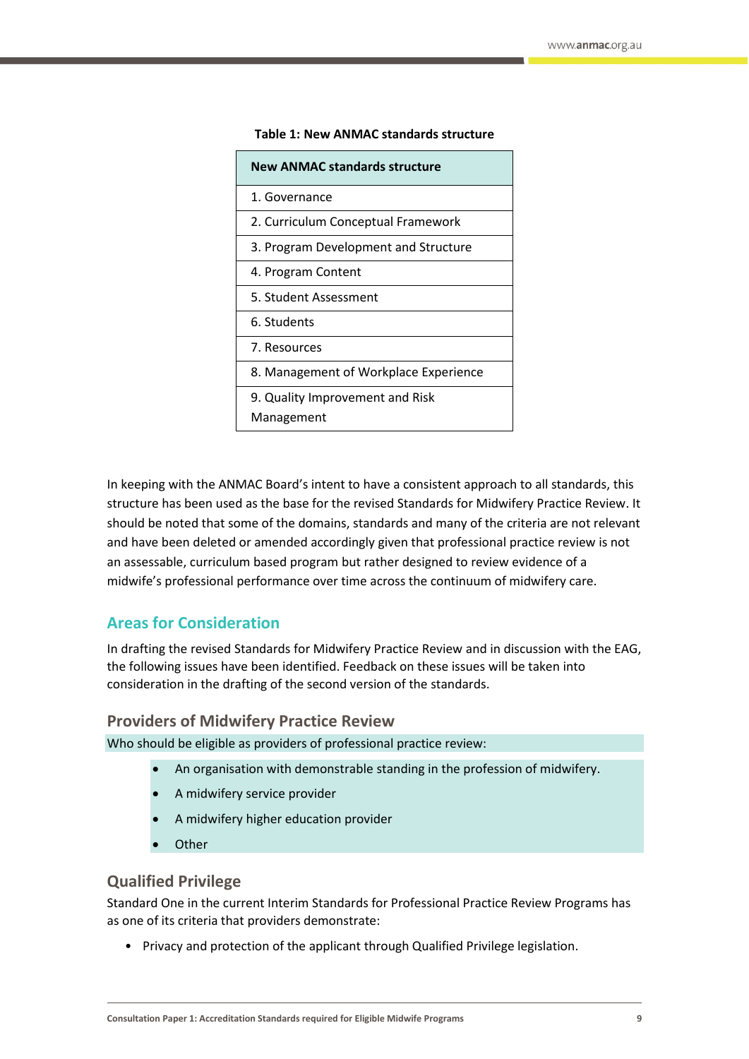**Table 1: New ANMAC standards structure**

| New ANMAC standards structure |
|---|
| 1. Governance |
| 2. Curriculum Conceptual Framework |
| 3. Program Development and Structure |
| 4. Program Content |
| 5. Student Assessment |
| 6. Students |
| 7. Resources |
| 8. Management of Workplace Experience |
| 9. Quality Improvement and Risk Management |

In keeping with the ANMAC Board's intent to have a consistent approach to all standards, this structure has been used as the base for the revised Standards for Midwifery Practice Review. It should be noted that some of the domains, standards and many of the criteria are not relevant and have been deleted or amended accordingly given that professional practice review is not an assessable, curriculum based program but rather designed to review evidence of a midwife's professional performance over time across the continuum of midwifery care.

## Areas for Consideration

In drafting the revised Standards for Midwifery Practice Review and in discussion with the EAG, the following issues have been identified. Feedback on these issues will be taken into consideration in the drafting of the second version of the standards.

### Providers of Midwifery Practice Review

Who should be eligible as providers of professional practice review:

- An organisation with demonstrable standing in the profession of midwifery.
- A midwifery service provider
- A midwifery higher education provider
- Other

### Qualified Privilege

Standard One in the current Interim Standards for Professional Practice Review Programs has as one of its criteria that providers demonstrate:

- Privacy and protection of the applicant through Qualified Privilege legislation.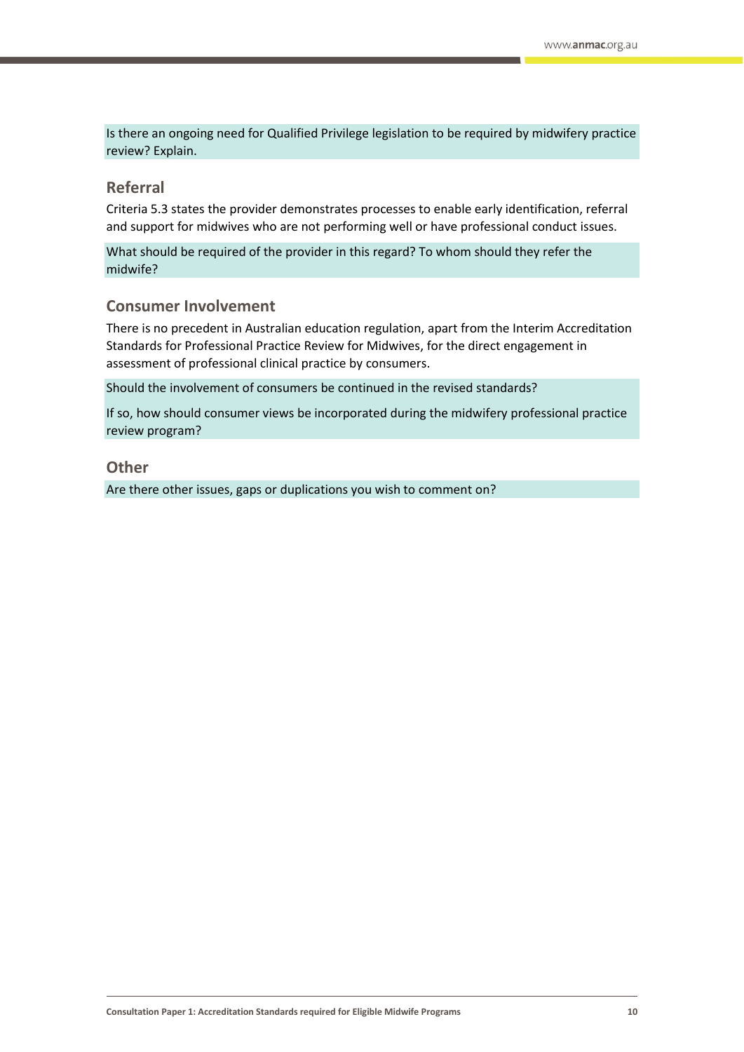Is there an ongoing need for Qualified Privilege legislation to be required by midwifery practice review? Explain.

## Referral

Criteria 5.3 states the provider demonstrates processes to enable early identification, referral and support for midwives who are not performing well or have professional conduct issues.

What should be required of the provider in this regard? To whom should they refer the midwife?

## Consumer Involvement

There is no precedent in Australian education regulation, apart from the Interim Accreditation Standards for Professional Practice Review for Midwives, for the direct engagement in assessment of professional clinical practice by consumers.

Should the involvement of consumers be continued in the revised standards?

If so, how should consumer views be incorporated during the midwifery professional practice review program?

## Other

Are there other issues, gaps or duplications you wish to comment on?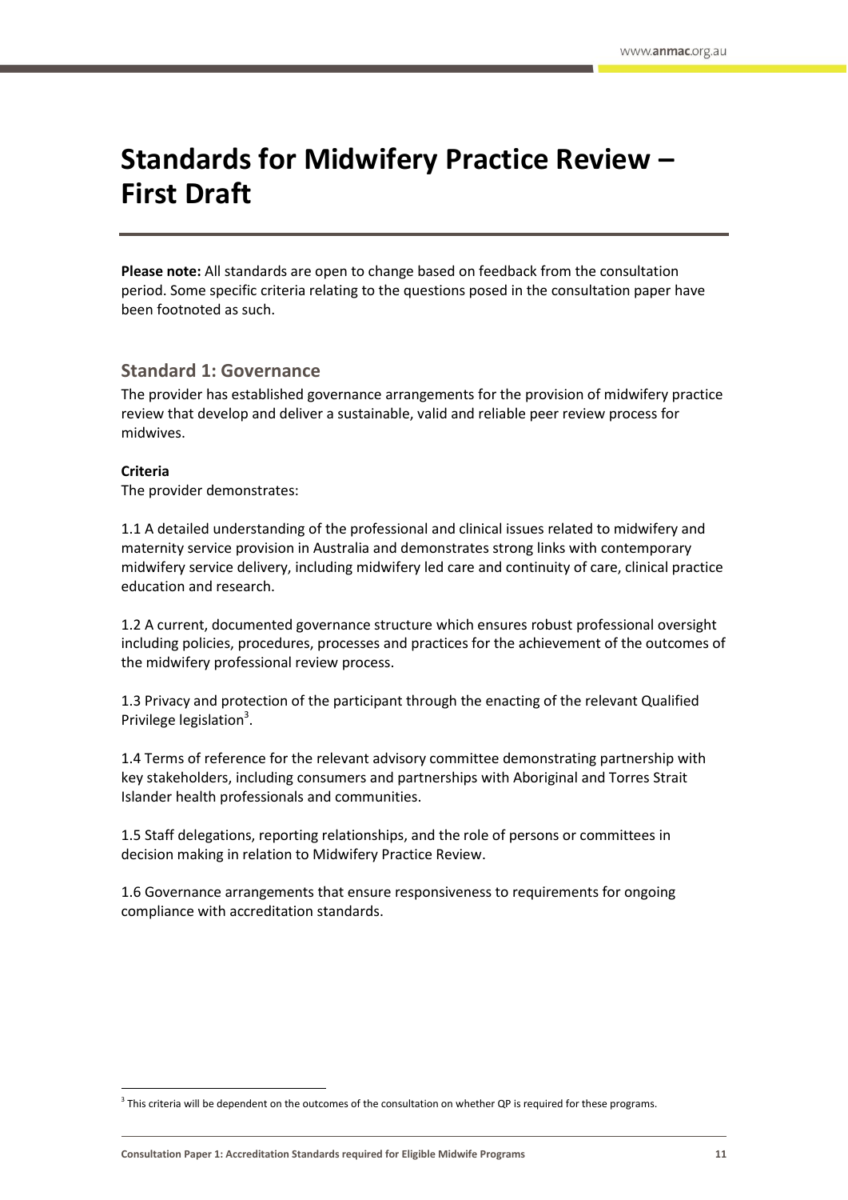# Standards for Midwifery Practice Review – First Draft

**Please note:** All standards are open to change based on feedback from the consultation period. Some specific criteria relating to the questions posed in the consultation paper have been footnoted as such.

## Standard 1: Governance

The provider has established governance arrangements for the provision of midwifery practice review that develop and deliver a sustainable, valid and reliable peer review process for midwives.

**Criteria**

The provider demonstrates:

1.1 A detailed understanding of the professional and clinical issues related to midwifery and maternity service provision in Australia and demonstrates strong links with contemporary midwifery service delivery, including midwifery led care and continuity of care, clinical practice education and research.

1.2 A current, documented governance structure which ensures robust professional oversight including policies, procedures, processes and practices for the achievement of the outcomes of the midwifery professional review process.

1.3 Privacy and protection of the participant through the enacting of the relevant Qualified Privilege legislation[3].

1.4 Terms of reference for the relevant advisory committee demonstrating partnership with key stakeholders, including consumers and partnerships with Aboriginal and Torres Strait Islander health professionals and communities.

1.5 Staff delegations, reporting relationships, and the role of persons or committees in decision making in relation to Midwifery Practice Review.

1.6 Governance arrangements that ensure responsiveness to requirements for ongoing compliance with accreditation standards.

[3] This criteria will be dependent on the outcomes of the consultation on whether QP is required for these programs.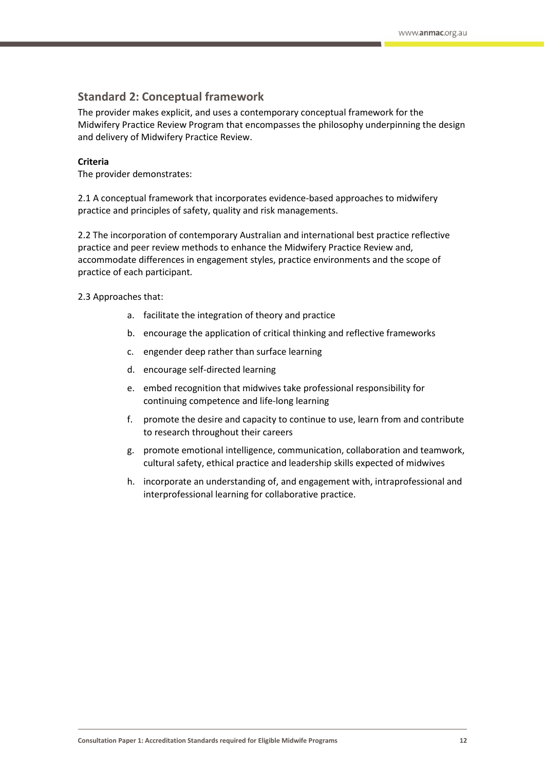## Standard 2: Conceptual framework

The provider makes explicit, and uses a contemporary conceptual framework for the Midwifery Practice Review Program that encompasses the philosophy underpinning the design and delivery of Midwifery Practice Review.

**Criteria**

The provider demonstrates:

2.1 A conceptual framework that incorporates evidence-based approaches to midwifery practice and principles of safety, quality and risk managements.

2.2 The incorporation of contemporary Australian and international best practice reflective practice and peer review methods to enhance the Midwifery Practice Review and, accommodate differences in engagement styles, practice environments and the scope of practice of each participant.

2.3 Approaches that:

a. facilitate the integration of theory and practice
b. encourage the application of critical thinking and reflective frameworks
c. engender deep rather than surface learning
d. encourage self-directed learning
e. embed recognition that midwives take professional responsibility for continuing competence and life-long learning
f. promote the desire and capacity to continue to use, learn from and contribute to research throughout their careers
g. promote emotional intelligence, communication, collaboration and teamwork, cultural safety, ethical practice and leadership skills expected of midwives
h. incorporate an understanding of, and engagement with, intraprofessional and interprofessional learning for collaborative practice.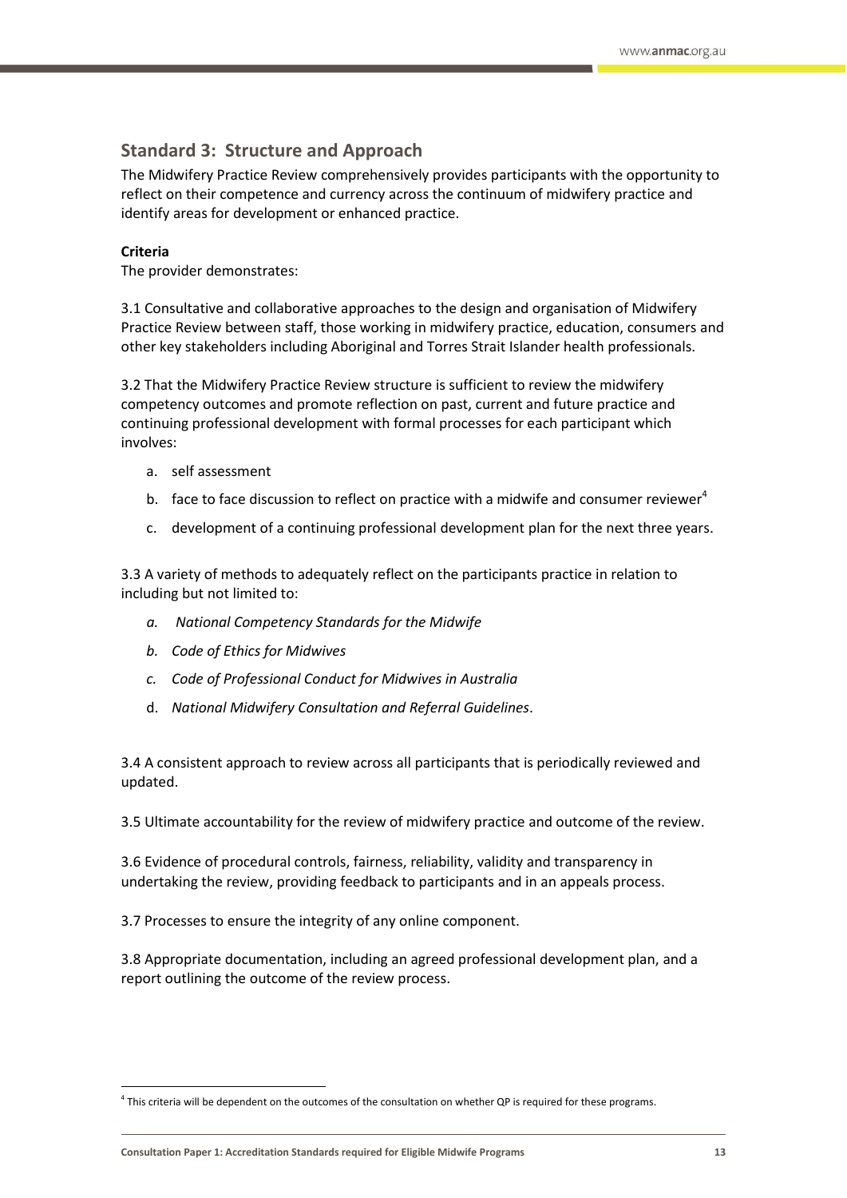## Standard 3: Structure and Approach

The Midwifery Practice Review comprehensively provides participants with the opportunity to reflect on their competence and currency across the continuum of midwifery practice and identify areas for development or enhanced practice.

**Criteria**

The provider demonstrates:

3.1 Consultative and collaborative approaches to the design and organisation of Midwifery Practice Review between staff, those working in midwifery practice, education, consumers and other key stakeholders including Aboriginal and Torres Strait Islander health professionals.

3.2 That the Midwifery Practice Review structure is sufficient to review the midwifery competency outcomes and promote reflection on past, current and future practice and continuing professional development with formal processes for each participant which involves:

a. self assessment

b. face to face discussion to reflect on practice with a midwife and consumer reviewer[4]

c. development of a continuing professional development plan for the next three years.

3.3 A variety of methods to adequately reflect on the participants practice in relation to including but not limited to:

*a. National Competency Standards for the Midwife*

*b. Code of Ethics for Midwives*

*c. Code of Professional Conduct for Midwives in Australia*

d. *National Midwifery Consultation and Referral Guidelines*.

3.4 A consistent approach to review across all participants that is periodically reviewed and updated.

3.5 Ultimate accountability for the review of midwifery practice and outcome of the review.

3.6 Evidence of procedural controls, fairness, reliability, validity and transparency in undertaking the review, providing feedback to participants and in an appeals process.

3.7 Processes to ensure the integrity of any online component.

3.8 Appropriate documentation, including an agreed professional development plan, and a report outlining the outcome of the review process.

---

[4] This criteria will be dependent on the outcomes of the consultation on whether QP is required for these programs.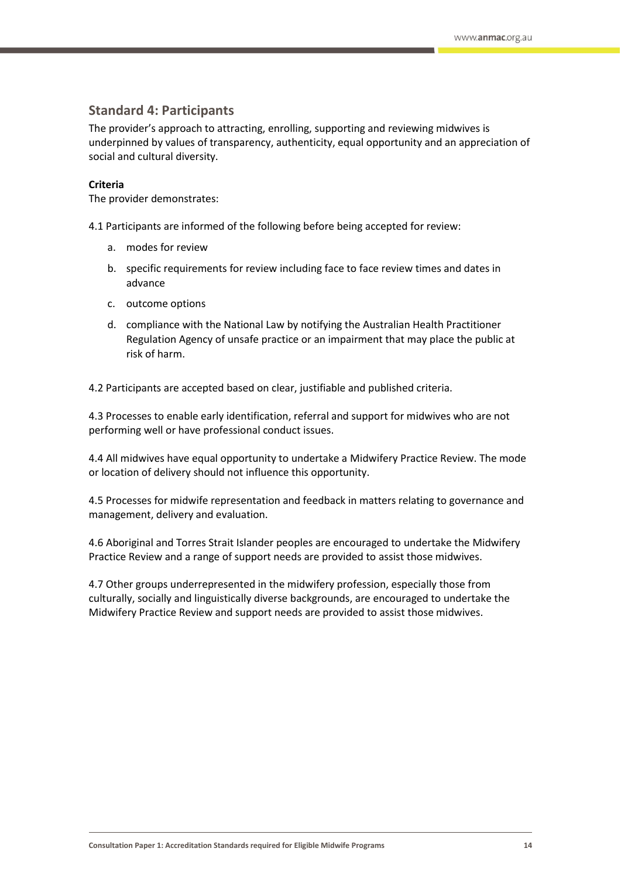## Standard 4: Participants

The provider's approach to attracting, enrolling, supporting and reviewing midwives is underpinned by values of transparency, authenticity, equal opportunity and an appreciation of social and cultural diversity.

**Criteria**

The provider demonstrates:

4.1 Participants are informed of the following before being accepted for review:

a. modes for review
b. specific requirements for review including face to face review times and dates in advance
c. outcome options
d. compliance with the National Law by notifying the Australian Health Practitioner Regulation Agency of unsafe practice or an impairment that may place the public at risk of harm.

4.2 Participants are accepted based on clear, justifiable and published criteria.

4.3 Processes to enable early identification, referral and support for midwives who are not performing well or have professional conduct issues.

4.4 All midwives have equal opportunity to undertake a Midwifery Practice Review. The mode or location of delivery should not influence this opportunity.

4.5 Processes for midwife representation and feedback in matters relating to governance and management, delivery and evaluation.

4.6 Aboriginal and Torres Strait Islander peoples are encouraged to undertake the Midwifery Practice Review and a range of support needs are provided to assist those midwives.

4.7 Other groups underrepresented in the midwifery profession, especially those from culturally, socially and linguistically diverse backgrounds, are encouraged to undertake the Midwifery Practice Review and support needs are provided to assist those midwives.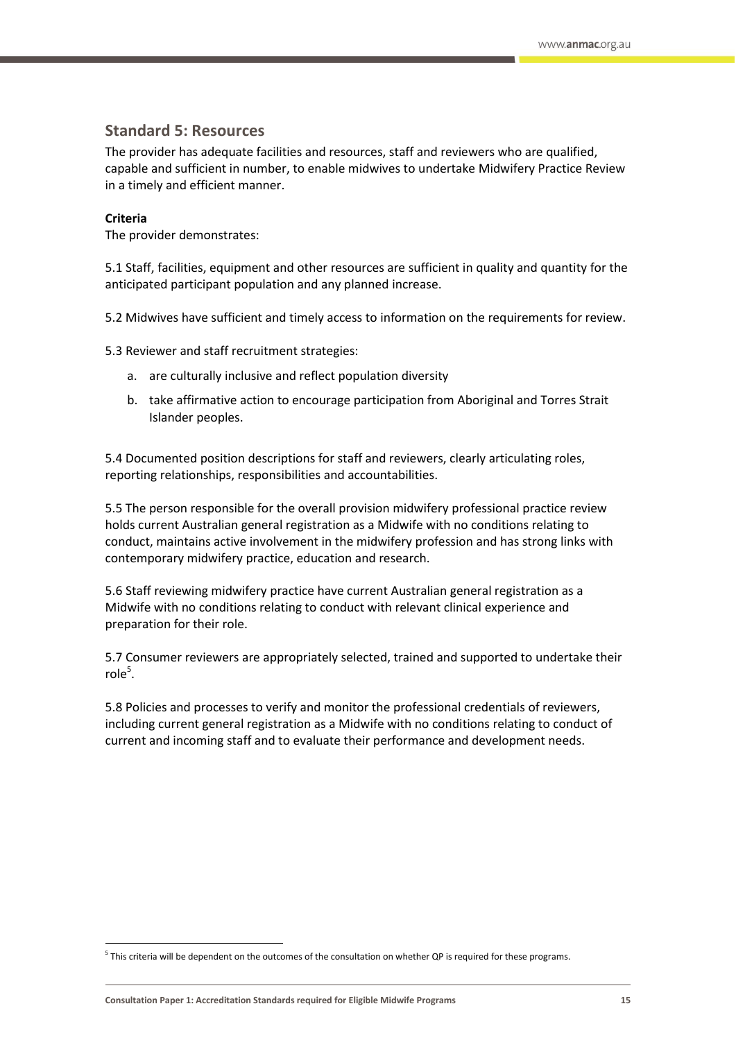## Standard 5: Resources

The provider has adequate facilities and resources, staff and reviewers who are qualified, capable and sufficient in number, to enable midwives to undertake Midwifery Practice Review in a timely and efficient manner.

**Criteria**

The provider demonstrates:

5.1 Staff, facilities, equipment and other resources are sufficient in quality and quantity for the anticipated participant population and any planned increase.

5.2 Midwives have sufficient and timely access to information on the requirements for review.

5.3 Reviewer and staff recruitment strategies:

a. are culturally inclusive and reflect population diversity

b. take affirmative action to encourage participation from Aboriginal and Torres Strait Islander peoples.

5.4 Documented position descriptions for staff and reviewers, clearly articulating roles, reporting relationships, responsibilities and accountabilities.

5.5 The person responsible for the overall provision midwifery professional practice review holds current Australian general registration as a Midwife with no conditions relating to conduct, maintains active involvement in the midwifery profession and has strong links with contemporary midwifery practice, education and research.

5.6 Staff reviewing midwifery practice have current Australian general registration as a Midwife with no conditions relating to conduct with relevant clinical experience and preparation for their role.

5.7 Consumer reviewers are appropriately selected, trained and supported to undertake their role[5].

5.8 Policies and processes to verify and monitor the professional credentials of reviewers, including current general registration as a Midwife with no conditions relating to conduct of current and incoming staff and to evaluate their performance and development needs.

---

[5] This criteria will be dependent on the outcomes of the consultation on whether QP is required for these programs.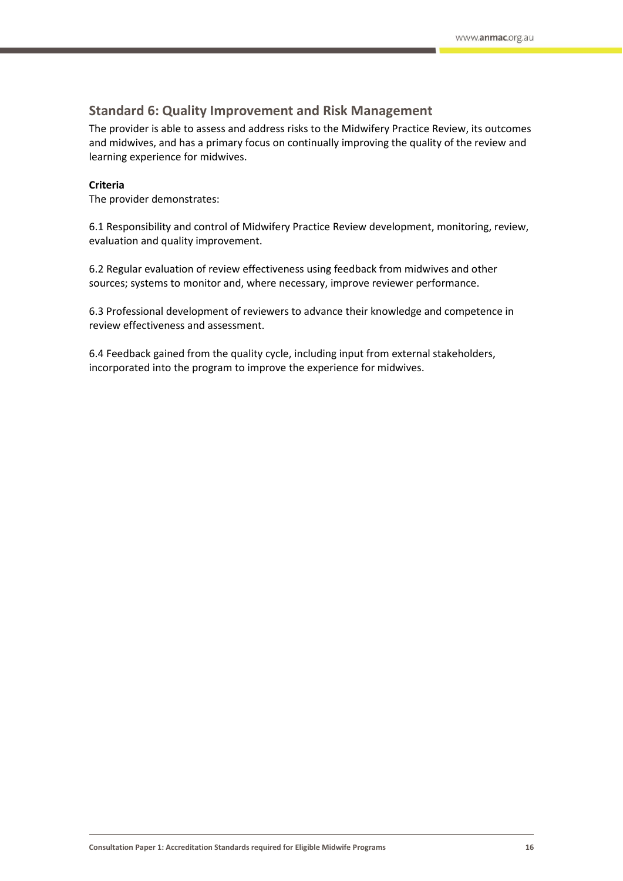## Standard 6: Quality Improvement and Risk Management

The provider is able to assess and address risks to the Midwifery Practice Review, its outcomes and midwives, and has a primary focus on continually improving the quality of the review and learning experience for midwives.

**Criteria**

The provider demonstrates:

6.1 Responsibility and control of Midwifery Practice Review development, monitoring, review, evaluation and quality improvement.

6.2 Regular evaluation of review effectiveness using feedback from midwives and other sources; systems to monitor and, where necessary, improve reviewer performance.

6.3 Professional development of reviewers to advance their knowledge and competence in review effectiveness and assessment.

6.4 Feedback gained from the quality cycle, including input from external stakeholders, incorporated into the program to improve the experience for midwives.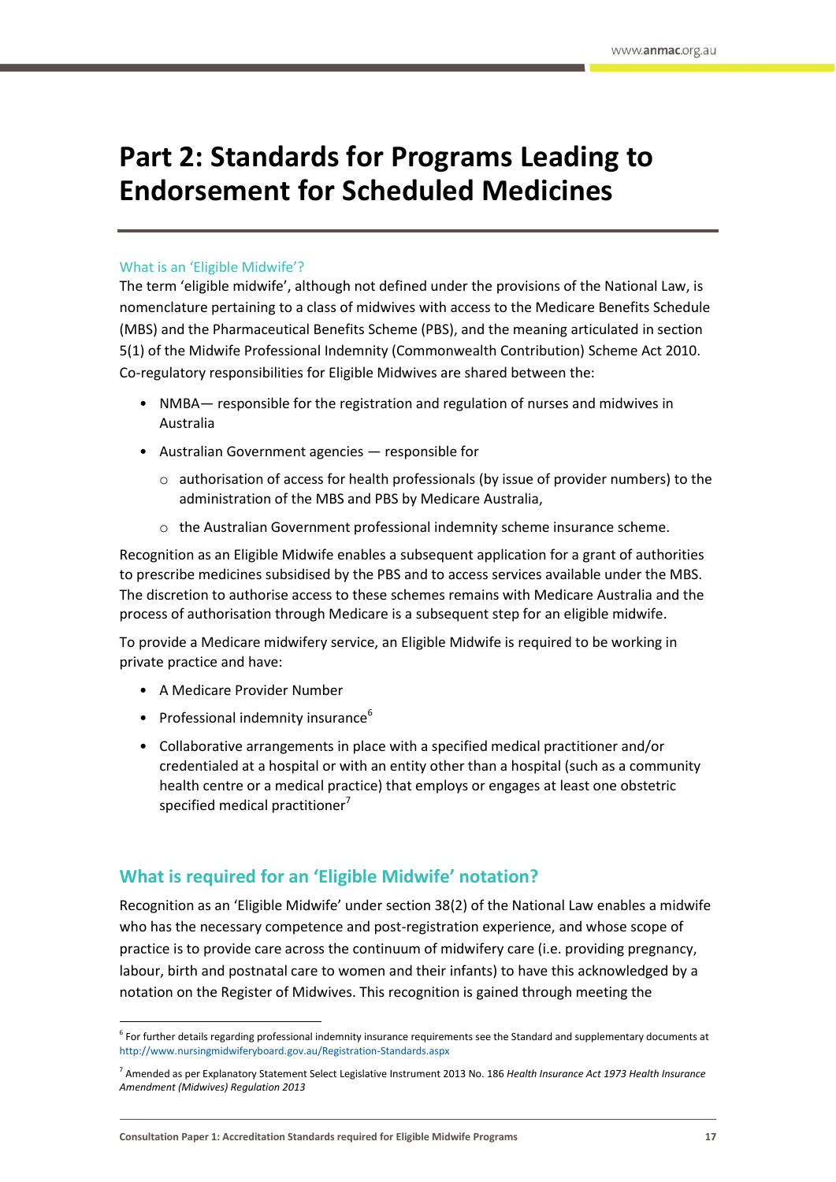# Part 2: Standards for Programs Leading to Endorsement for Scheduled Medicines

### What is an 'Eligible Midwife'?

The term 'eligible midwife', although not defined under the provisions of the National Law, is nomenclature pertaining to a class of midwives with access to the Medicare Benefits Schedule (MBS) and the Pharmaceutical Benefits Scheme (PBS), and the meaning articulated in section 5(1) of the Midwife Professional Indemnity (Commonwealth Contribution) Scheme Act 2010. Co-regulatory responsibilities for Eligible Midwives are shared between the:

- NMBA— responsible for the registration and regulation of nurses and midwives in Australia
- Australian Government agencies — responsible for
  - authorisation of access for health professionals (by issue of provider numbers) to the administration of the MBS and PBS by Medicare Australia,
  - the Australian Government professional indemnity scheme insurance scheme.

Recognition as an Eligible Midwife enables a subsequent application for a grant of authorities to prescribe medicines subsidised by the PBS and to access services available under the MBS. The discretion to authorise access to these schemes remains with Medicare Australia and the process of authorisation through Medicare is a subsequent step for an eligible midwife.

To provide a Medicare midwifery service, an Eligible Midwife is required to be working in private practice and have:

- A Medicare Provider Number
- Professional indemnity insurance[6]
- Collaborative arrangements in place with a specified medical practitioner and/or credentialed at a hospital or with an entity other than a hospital (such as a community health centre or a medical practice) that employs or engages at least one obstetric specified medical practitioner[7]

## What is required for an 'Eligible Midwife' notation?

Recognition as an 'Eligible Midwife' under section 38(2) of the National Law enables a midwife who has the necessary competence and post-registration experience, and whose scope of practice is to provide care across the continuum of midwifery care (i.e. providing pregnancy, labour, birth and postnatal care to women and their infants) to have this acknowledged by a notation on the Register of Midwives. This recognition is gained through meeting the

---

[6] For further details regarding professional indemnity insurance requirements see the Standard and supplementary documents at http://www.nursingmidwiferyboard.gov.au/Registration-Standards.aspx

[7] Amended as per Explanatory Statement Select Legislative Instrument 2013 No. 186 *Health Insurance Act 1973 Health Insurance Amendment (Midwives) Regulation 2013*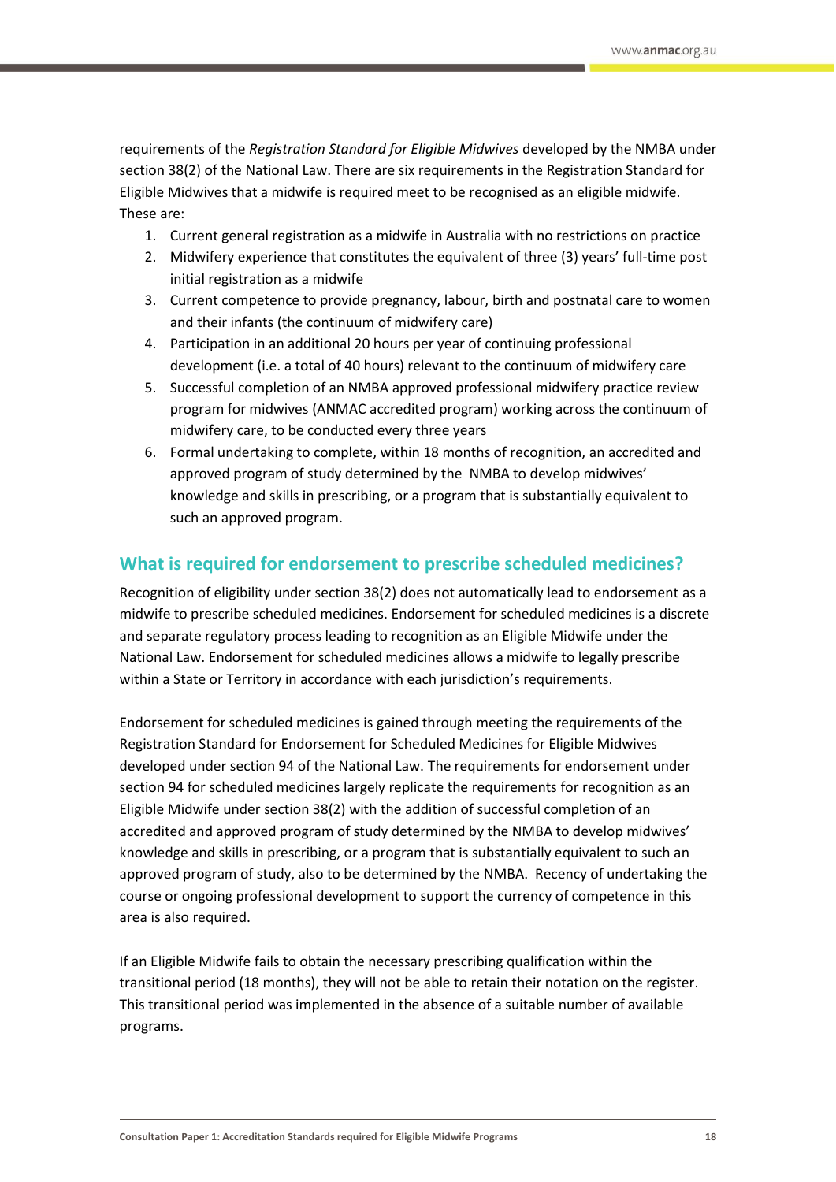requirements of the *Registration Standard for Eligible Midwives* developed by the NMBA under section 38(2) of the National Law. There are six requirements in the Registration Standard for Eligible Midwives that a midwife is required meet to be recognised as an eligible midwife. These are:

1. Current general registration as a midwife in Australia with no restrictions on practice
2. Midwifery experience that constitutes the equivalent of three (3) years' full-time post initial registration as a midwife
3. Current competence to provide pregnancy, labour, birth and postnatal care to women and their infants (the continuum of midwifery care)
4. Participation in an additional 20 hours per year of continuing professional development (i.e. a total of 40 hours) relevant to the continuum of midwifery care
5. Successful completion of an NMBA approved professional midwifery practice review program for midwives (ANMAC accredited program) working across the continuum of midwifery care, to be conducted every three years
6. Formal undertaking to complete, within 18 months of recognition, an accredited and approved program of study determined by the NMBA to develop midwives' knowledge and skills in prescribing, or a program that is substantially equivalent to such an approved program.

## What is required for endorsement to prescribe scheduled medicines?

Recognition of eligibility under section 38(2) does not automatically lead to endorsement as a midwife to prescribe scheduled medicines. Endorsement for scheduled medicines is a discrete and separate regulatory process leading to recognition as an Eligible Midwife under the National Law. Endorsement for scheduled medicines allows a midwife to legally prescribe within a State or Territory in accordance with each jurisdiction's requirements.

Endorsement for scheduled medicines is gained through meeting the requirements of the Registration Standard for Endorsement for Scheduled Medicines for Eligible Midwives developed under section 94 of the National Law. The requirements for endorsement under section 94 for scheduled medicines largely replicate the requirements for recognition as an Eligible Midwife under section 38(2) with the addition of successful completion of an accredited and approved program of study determined by the NMBA to develop midwives' knowledge and skills in prescribing, or a program that is substantially equivalent to such an approved program of study, also to be determined by the NMBA. Recency of undertaking the course or ongoing professional development to support the currency of competence in this area is also required.

If an Eligible Midwife fails to obtain the necessary prescribing qualification within the transitional period (18 months), they will not be able to retain their notation on the register. This transitional period was implemented in the absence of a suitable number of available programs.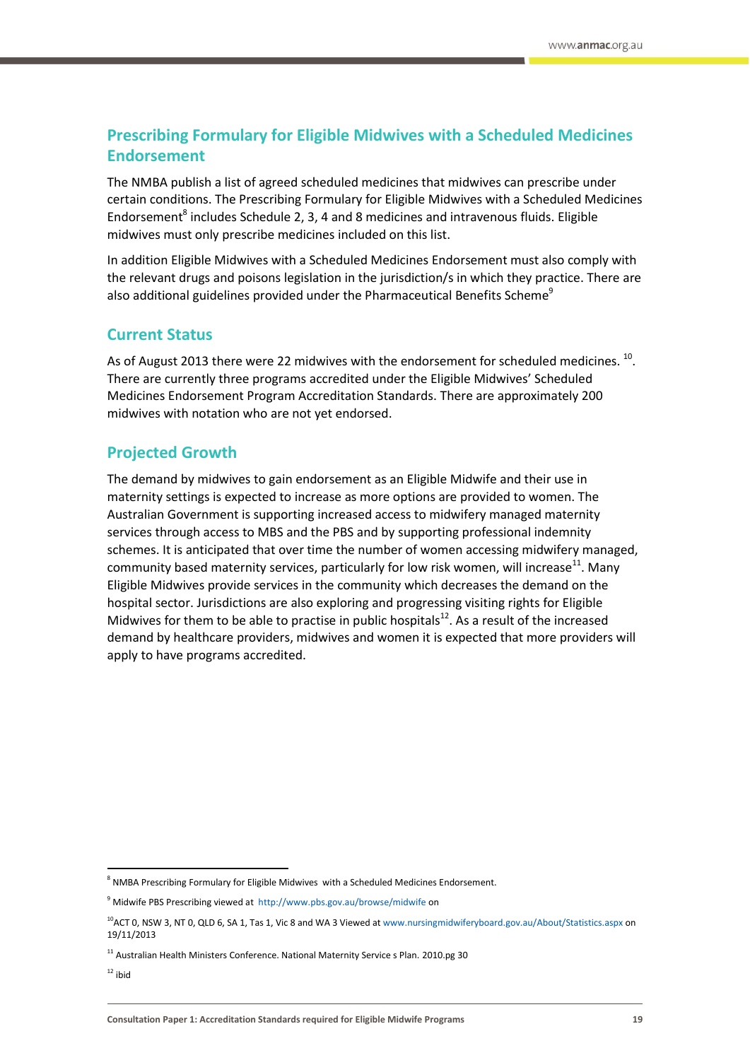## Prescribing Formulary for Eligible Midwives with a Scheduled Medicines Endorsement

The NMBA publish a list of agreed scheduled medicines that midwives can prescribe under certain conditions. The Prescribing Formulary for Eligible Midwives with a Scheduled Medicines Endorsement[8] includes Schedule 2, 3, 4 and 8 medicines and intravenous fluids. Eligible midwives must only prescribe medicines included on this list.

In addition Eligible Midwives with a Scheduled Medicines Endorsement must also comply with the relevant drugs and poisons legislation in the jurisdiction/s in which they practice. There are also additional guidelines provided under the Pharmaceutical Benefits Scheme[9]

## Current Status

As of August 2013 there were 22 midwives with the endorsement for scheduled medicines. [10]. There are currently three programs accredited under the Eligible Midwives' Scheduled Medicines Endorsement Program Accreditation Standards. There are approximately 200 midwives with notation who are not yet endorsed.

## Projected Growth

The demand by midwives to gain endorsement as an Eligible Midwife and their use in maternity settings is expected to increase as more options are provided to women. The Australian Government is supporting increased access to midwifery managed maternity services through access to MBS and the PBS and by supporting professional indemnity schemes. It is anticipated that over time the number of women accessing midwifery managed, community based maternity services, particularly for low risk women, will increase[11]. Many Eligible Midwives provide services in the community which decreases the demand on the hospital sector. Jurisdictions are also exploring and progressing visiting rights for Eligible Midwives for them to be able to practise in public hospitals[12]. As a result of the increased demand by healthcare providers, midwives and women it is expected that more providers will apply to have programs accredited.

---

[8] NMBA Prescribing Formulary for Eligible Midwives with a Scheduled Medicines Endorsement.

[9] Midwife PBS Prescribing viewed at http://www.pbs.gov.au/browse/midwife on

[10] ACT 0, NSW 3, NT 0, QLD 6, SA 1, Tas 1, Vic 8 and WA 3 Viewed at www.nursingmidwiferyboard.gov.au/About/Statistics.aspx on 19/11/2013

[11] Australian Health Ministers Conference. National Maternity Service s Plan. 2010.pg 30

[12] ibid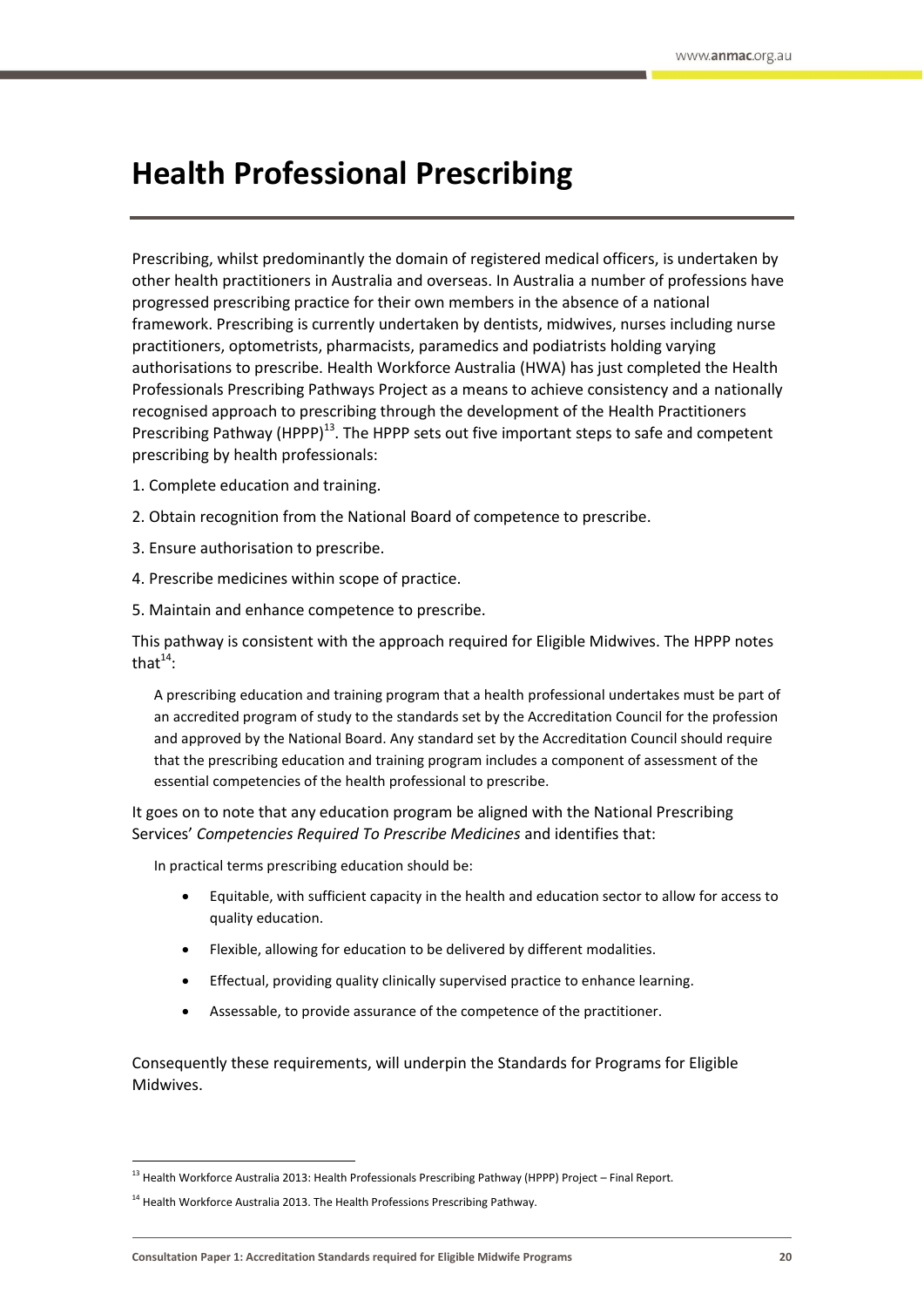# Health Professional Prescribing

Prescribing, whilst predominantly the domain of registered medical officers, is undertaken by other health practitioners in Australia and overseas. In Australia a number of professions have progressed prescribing practice for their own members in the absence of a national framework. Prescribing is currently undertaken by dentists, midwives, nurses including nurse practitioners, optometrists, pharmacists, paramedics and podiatrists holding varying authorisations to prescribe. Health Workforce Australia (HWA) has just completed the Health Professionals Prescribing Pathways Project as a means to achieve consistency and a nationally recognised approach to prescribing through the development of the Health Practitioners Prescribing Pathway (HPPP)[13]. The HPPP sets out five important steps to safe and competent prescribing by health professionals:

1. Complete education and training.
2. Obtain recognition from the National Board of competence to prescribe.
3. Ensure authorisation to prescribe.
4. Prescribe medicines within scope of practice.
5. Maintain and enhance competence to prescribe.

This pathway is consistent with the approach required for Eligible Midwives. The HPPP notes that[14]:

> A prescribing education and training program that a health professional undertakes must be part of an accredited program of study to the standards set by the Accreditation Council for the profession and approved by the National Board. Any standard set by the Accreditation Council should require that the prescribing education and training program includes a component of assessment of the essential competencies of the health professional to prescribe.

It goes on to note that any education program be aligned with the National Prescribing Services' *Competencies Required To Prescribe Medicines* and identifies that:

> In practical terms prescribing education should be:
>
> - Equitable, with sufficient capacity in the health and education sector to allow for access to quality education.
> - Flexible, allowing for education to be delivered by different modalities.
> - Effectual, providing quality clinically supervised practice to enhance learning.
> - Assessable, to provide assurance of the competence of the practitioner.

Consequently these requirements, will underpin the Standards for Programs for Eligible Midwives.

---

[13] Health Workforce Australia 2013: Health Professionals Prescribing Pathway (HPPP) Project – Final Report.

[14] Health Workforce Australia 2013. The Health Professions Prescribing Pathway.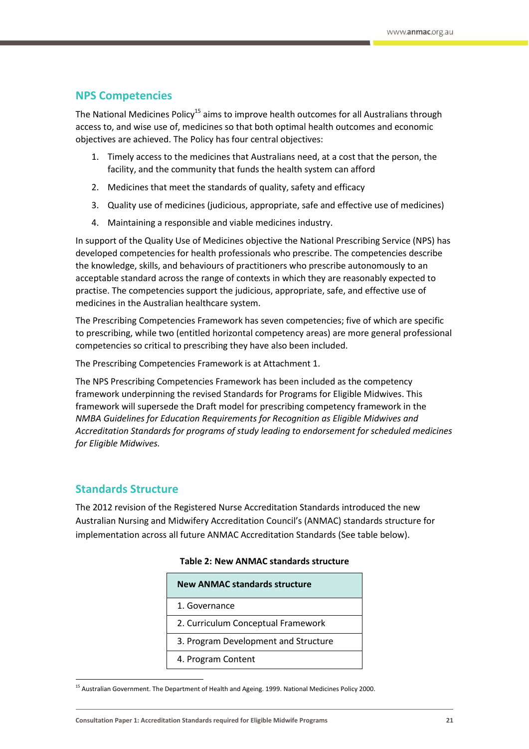## NPS Competencies

The National Medicines Policy[15] aims to improve health outcomes for all Australians through access to, and wise use of, medicines so that both optimal health outcomes and economic objectives are achieved. The Policy has four central objectives:

1. Timely access to the medicines that Australians need, at a cost that the person, the facility, and the community that funds the health system can afford
2. Medicines that meet the standards of quality, safety and efficacy
3. Quality use of medicines (judicious, appropriate, safe and effective use of medicines)
4. Maintaining a responsible and viable medicines industry.

In support of the Quality Use of Medicines objective the National Prescribing Service (NPS) has developed competencies for health professionals who prescribe. The competencies describe the knowledge, skills, and behaviours of practitioners who prescribe autonomously to an acceptable standard across the range of contexts in which they are reasonably expected to practise. The competencies support the judicious, appropriate, safe, and effective use of medicines in the Australian healthcare system.

The Prescribing Competencies Framework has seven competencies; five of which are specific to prescribing, while two (entitled horizontal competency areas) are more general professional competencies so critical to prescribing they have also been included.

The Prescribing Competencies Framework is at Attachment 1.

The NPS Prescribing Competencies Framework has been included as the competency framework underpinning the revised Standards for Programs for Eligible Midwives. This framework will supersede the Draft model for prescribing competency framework in the *NMBA Guidelines for Education Requirements for Recognition as Eligible Midwives and Accreditation Standards for programs of study leading to endorsement for scheduled medicines for Eligible Midwives.*

## Standards Structure

The 2012 revision of the Registered Nurse Accreditation Standards introduced the new Australian Nursing and Midwifery Accreditation Council's (ANMAC) standards structure for implementation across all future ANMAC Accreditation Standards (See table below).

**Table 2: New ANMAC standards structure**

| New ANMAC standards structure |
| --- |
| 1. Governance |
| 2. Curriculum Conceptual Framework |
| 3. Program Development and Structure |
| 4. Program Content |

[15] Australian Government. The Department of Health and Ageing. 1999. National Medicines Policy 2000.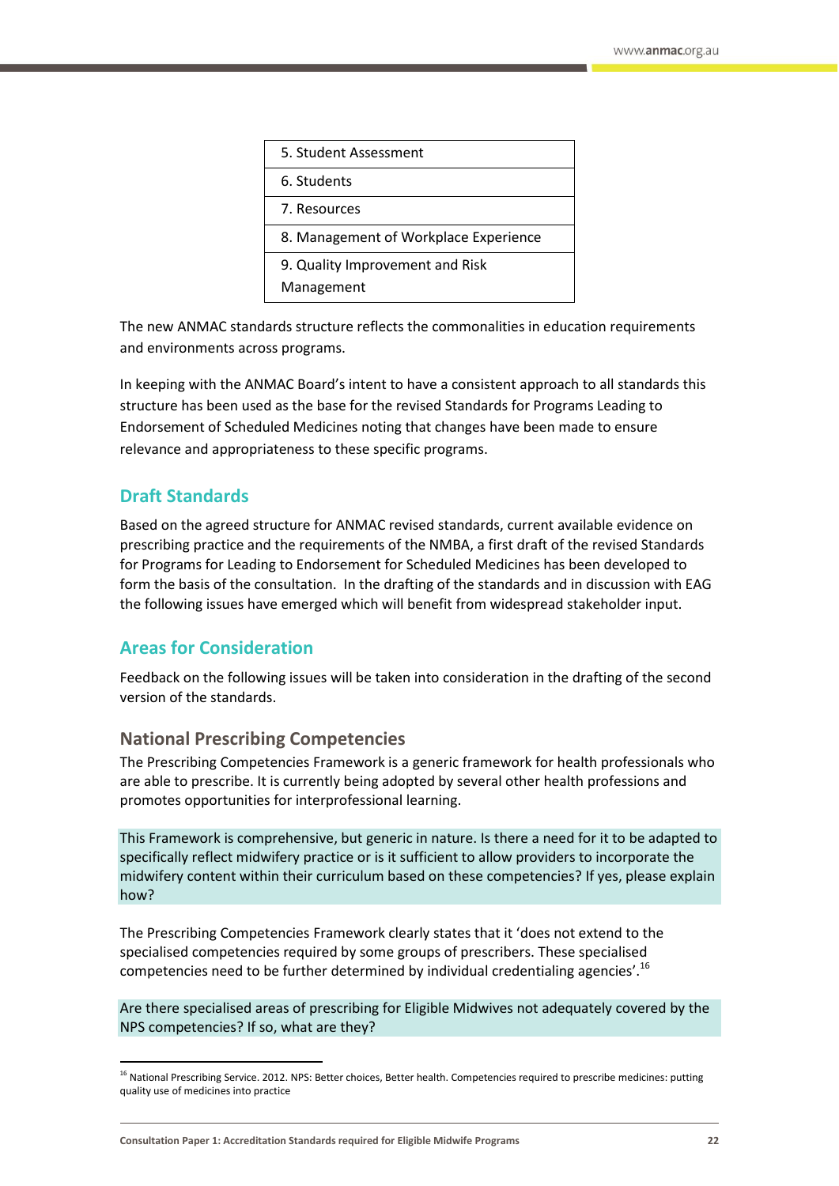| 5. Student Assessment |
|---|
| 6. Students |
| 7. Resources |
| 8. Management of Workplace Experience |
| 9. Quality Improvement and Risk Management |

The new ANMAC standards structure reflects the commonalities in education requirements and environments across programs.

In keeping with the ANMAC Board's intent to have a consistent approach to all standards this structure has been used as the base for the revised Standards for Programs Leading to Endorsement of Scheduled Medicines noting that changes have been made to ensure relevance and appropriateness to these specific programs.

## Draft Standards

Based on the agreed structure for ANMAC revised standards, current available evidence on prescribing practice and the requirements of the NMBA, a first draft of the revised Standards for Programs for Leading to Endorsement for Scheduled Medicines has been developed to form the basis of the consultation. In the drafting of the standards and in discussion with EAG the following issues have emerged which will benefit from widespread stakeholder input.

## Areas for Consideration

Feedback on the following issues will be taken into consideration in the drafting of the second version of the standards.

### National Prescribing Competencies

The Prescribing Competencies Framework is a generic framework for health professionals who are able to prescribe. It is currently being adopted by several other health professions and promotes opportunities for interprofessional learning.

This Framework is comprehensive, but generic in nature. Is there a need for it to be adapted to specifically reflect midwifery practice or is it sufficient to allow providers to incorporate the midwifery content within their curriculum based on these competencies? If yes, please explain how?

The Prescribing Competencies Framework clearly states that it 'does not extend to the specialised competencies required by some groups of prescribers. These specialised competencies need to be further determined by individual credentialing agencies'.[16]

Are there specialised areas of prescribing for Eligible Midwives not adequately covered by the NPS competencies? If so, what are they?

---

[16] National Prescribing Service. 2012. NPS: Better choices, Better health. Competencies required to prescribe medicines: putting quality use of medicines into practice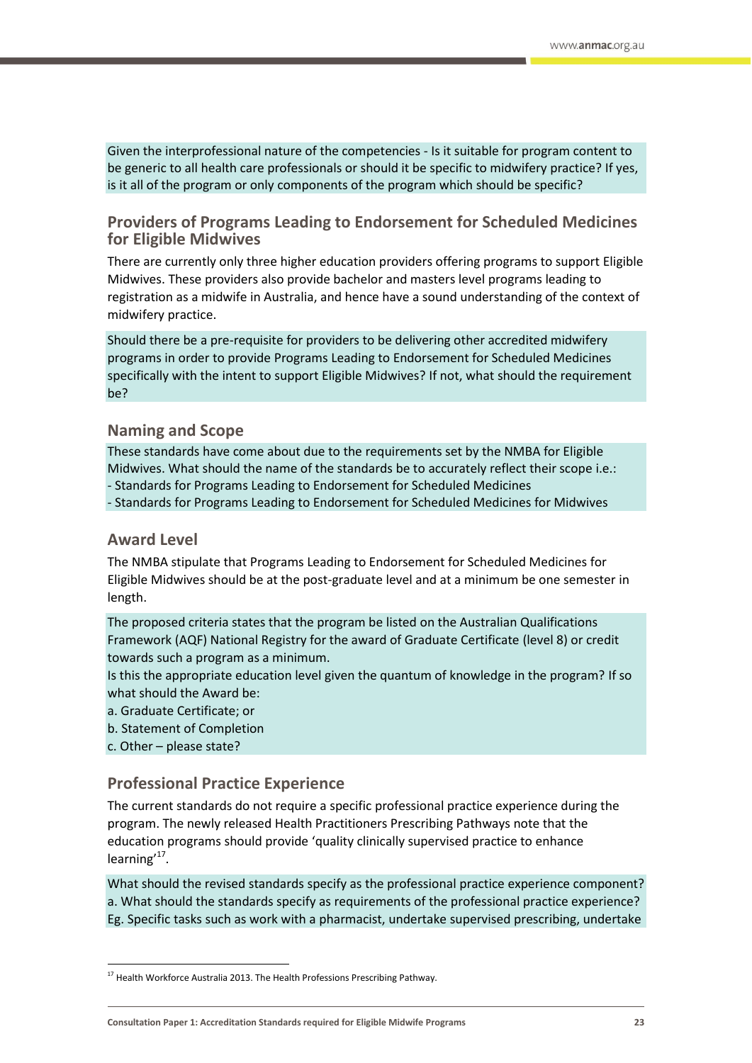Given the interprofessional nature of the competencies - Is it suitable for program content to be generic to all health care professionals or should it be specific to midwifery practice? If yes, is it all of the program or only components of the program which should be specific?

### Providers of Programs Leading to Endorsement for Scheduled Medicines for Eligible Midwives

There are currently only three higher education providers offering programs to support Eligible Midwives. These providers also provide bachelor and masters level programs leading to registration as a midwife in Australia, and hence have a sound understanding of the context of midwifery practice.

Should there be a pre-requisite for providers to be delivering other accredited midwifery programs in order to provide Programs Leading to Endorsement for Scheduled Medicines specifically with the intent to support Eligible Midwives? If not, what should the requirement be?

### Naming and Scope

These standards have come about due to the requirements set by the NMBA for Eligible Midwives. What should the name of the standards be to accurately reflect their scope i.e.:
- Standards for Programs Leading to Endorsement for Scheduled Medicines
- Standards for Programs Leading to Endorsement for Scheduled Medicines for Midwives

### Award Level

The NMBA stipulate that Programs Leading to Endorsement for Scheduled Medicines for Eligible Midwives should be at the post-graduate level and at a minimum be one semester in length.

The proposed criteria states that the program be listed on the Australian Qualifications Framework (AQF) National Registry for the award of Graduate Certificate (level 8) or credit towards such a program as a minimum.
Is this the appropriate education level given the quantum of knowledge in the program? If so what should the Award be:
a. Graduate Certificate; or
b. Statement of Completion
c. Other – please state?

### Professional Practice Experience

The current standards do not require a specific professional practice experience during the program. The newly released Health Practitioners Prescribing Pathways note that the education programs should provide 'quality clinically supervised practice to enhance learning'[17].

What should the revised standards specify as the professional practice experience component?
a. What should the standards specify as requirements of the professional practice experience? Eg. Specific tasks such as work with a pharmacist, undertake supervised prescribing, undertake

[17] Health Workforce Australia 2013. The Health Professions Prescribing Pathway.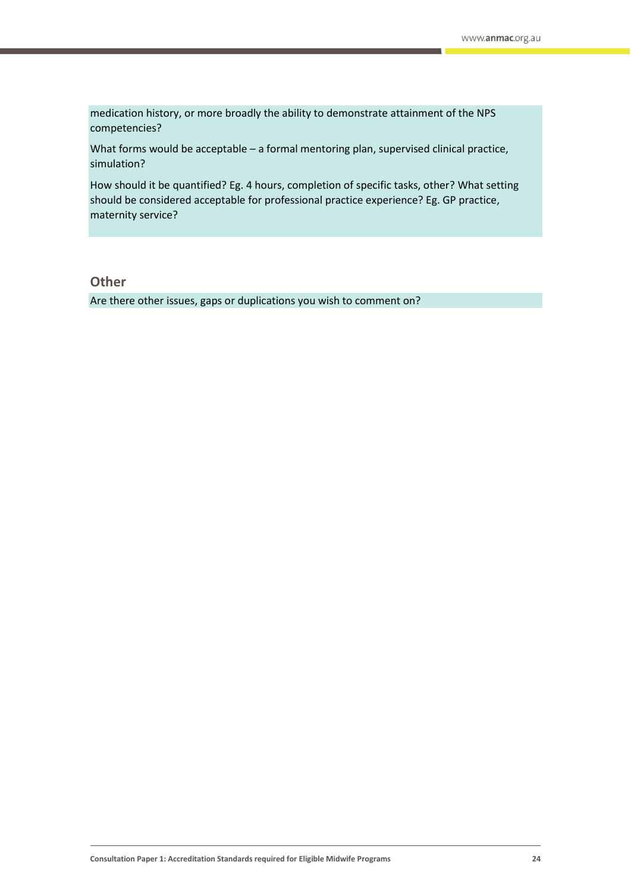medication history, or more broadly the ability to demonstrate attainment of the NPS competencies?

What forms would be acceptable – a formal mentoring plan, supervised clinical practice, simulation?

How should it be quantified? Eg. 4 hours, completion of specific tasks, other? What setting should be considered acceptable for professional practice experience? Eg. GP practice, maternity service?

## Other

Are there other issues, gaps or duplications you wish to comment on?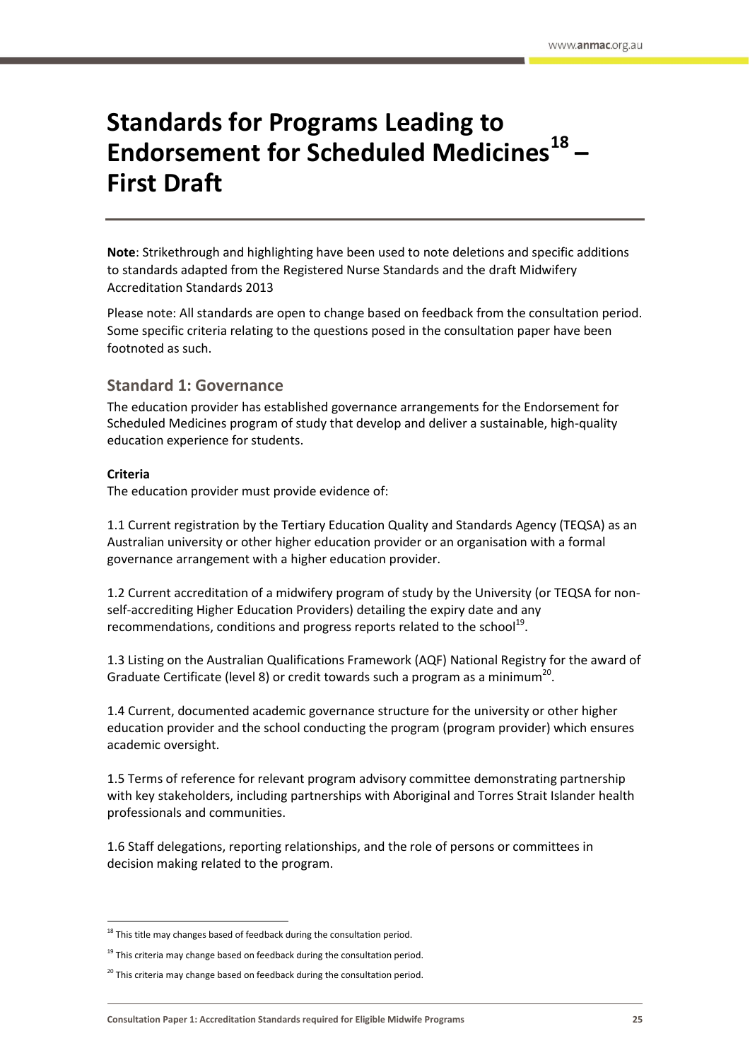# Standards for Programs Leading to Endorsement for Scheduled Medicines[18] – First Draft

**Note**: Strikethrough and highlighting have been used to note deletions and specific additions to standards adapted from the Registered Nurse Standards and the draft Midwifery Accreditation Standards 2013

Please note: All standards are open to change based on feedback from the consultation period. Some specific criteria relating to the questions posed in the consultation paper have been footnoted as such.

## Standard 1: Governance

The education provider has established governance arrangements for the Endorsement for Scheduled Medicines program of study that develop and deliver a sustainable, high-quality education experience for students.

**Criteria**

The education provider must provide evidence of:

1.1 Current registration by the Tertiary Education Quality and Standards Agency (TEQSA) as an Australian university or other higher education provider or an organisation with a formal governance arrangement with a higher education provider.

1.2 Current accreditation of a midwifery program of study by the University (or TEQSA for non-self-accrediting Higher Education Providers) detailing the expiry date and any recommendations, conditions and progress reports related to the school[19].

1.3 Listing on the Australian Qualifications Framework (AQF) National Registry for the award of Graduate Certificate (level 8) or credit towards such a program as a minimum[20].

1.4 Current, documented academic governance structure for the university or other higher education provider and the school conducting the program (program provider) which ensures academic oversight.

1.5 Terms of reference for relevant program advisory committee demonstrating partnership with key stakeholders, including partnerships with Aboriginal and Torres Strait Islander health professionals and communities.

1.6 Staff delegations, reporting relationships, and the role of persons or committees in decision making related to the program.

---

[18] This title may changes based of feedback during the consultation period.

[19] This criteria may change based on feedback during the consultation period.

[20] This criteria may change based on feedback during the consultation period.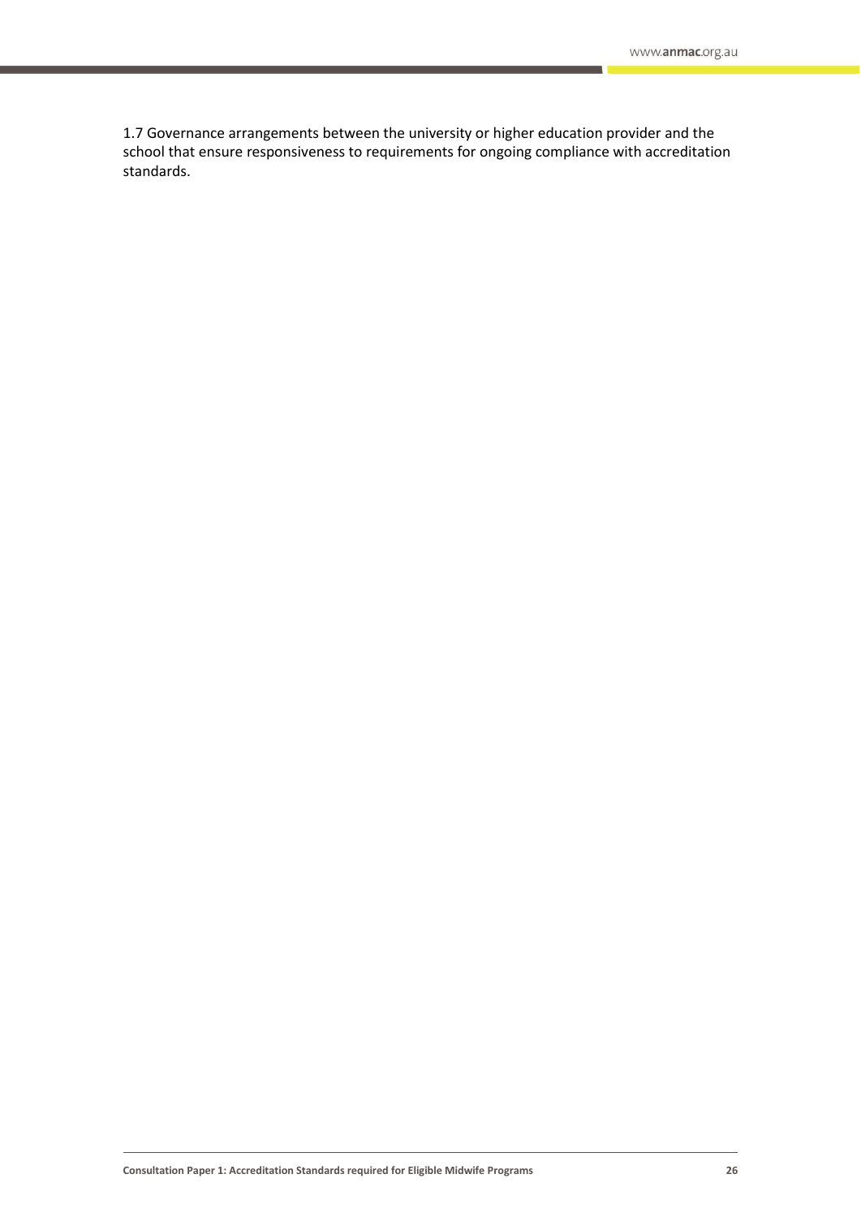1.7 Governance arrangements between the university or higher education provider and the school that ensure responsiveness to requirements for ongoing compliance with accreditation standards.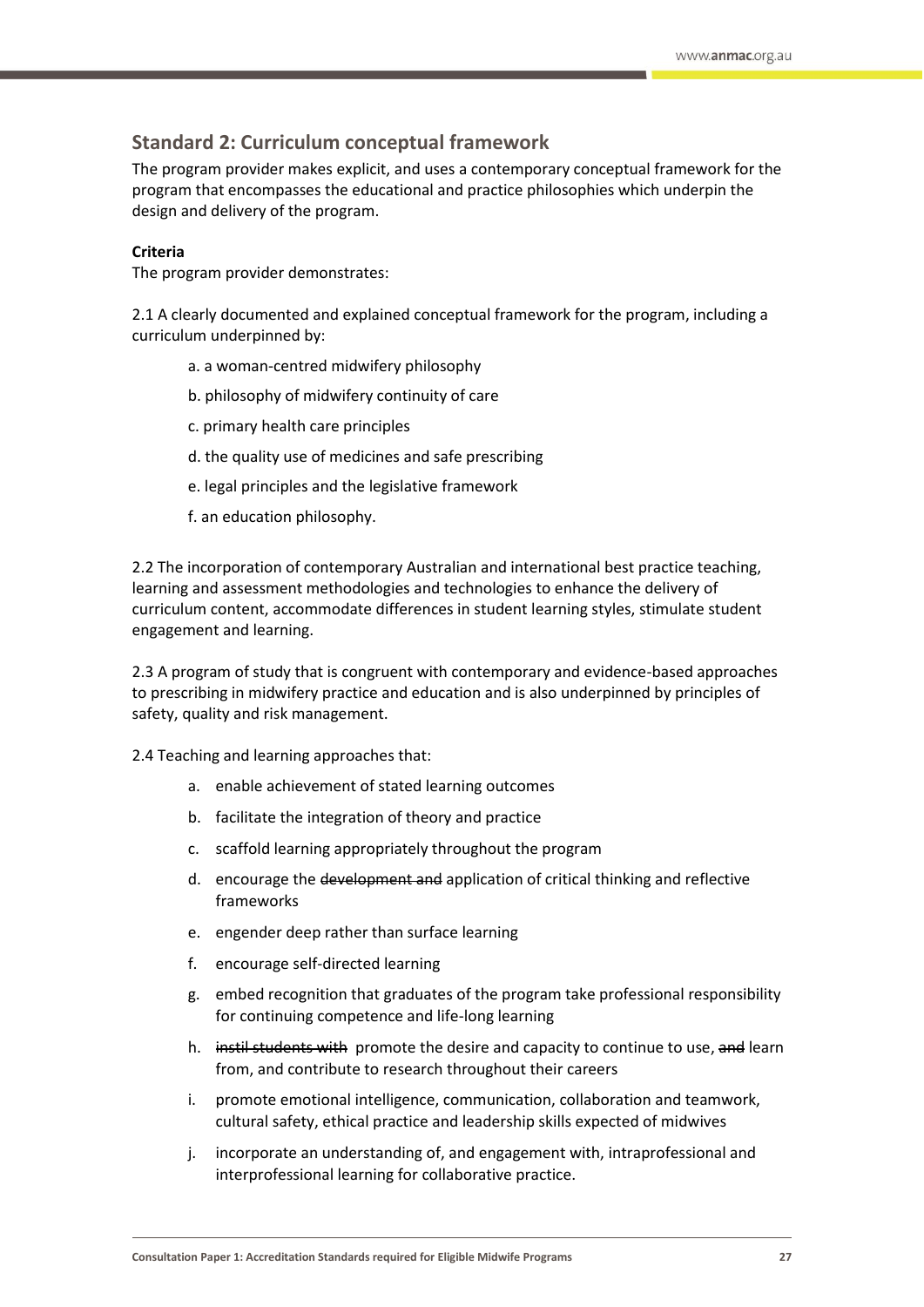## Standard 2: Curriculum conceptual framework

The program provider makes explicit, and uses a contemporary conceptual framework for the program that encompasses the educational and practice philosophies which underpin the design and delivery of the program.

**Criteria**

The program provider demonstrates:

2.1 A clearly documented and explained conceptual framework for the program, including a curriculum underpinned by:

a. a woman-centred midwifery philosophy

b. philosophy of midwifery continuity of care

c. primary health care principles

d. the quality use of medicines and safe prescribing

e. legal principles and the legislative framework

f. an education philosophy.

2.2 The incorporation of contemporary Australian and international best practice teaching, learning and assessment methodologies and technologies to enhance the delivery of curriculum content, accommodate differences in student learning styles, stimulate student engagement and learning.

2.3 A program of study that is congruent with contemporary and evidence-based approaches to prescribing in midwifery practice and education and is also underpinned by principles of safety, quality and risk management.

2.4 Teaching and learning approaches that:

a. enable achievement of stated learning outcomes

b. facilitate the integration of theory and practice

c. scaffold learning appropriately throughout the program

d. encourage the ~~development and~~ application of critical thinking and reflective frameworks

e. engender deep rather than surface learning

f. encourage self-directed learning

g. embed recognition that graduates of the program take professional responsibility for continuing competence and life-long learning

h. ~~instil students with~~ promote the desire and capacity to continue to use, ~~and~~ learn from, and contribute to research throughout their careers

i. promote emotional intelligence, communication, collaboration and teamwork, cultural safety, ethical practice and leadership skills expected of midwives

j. incorporate an understanding of, and engagement with, intraprofessional and interprofessional learning for collaborative practice.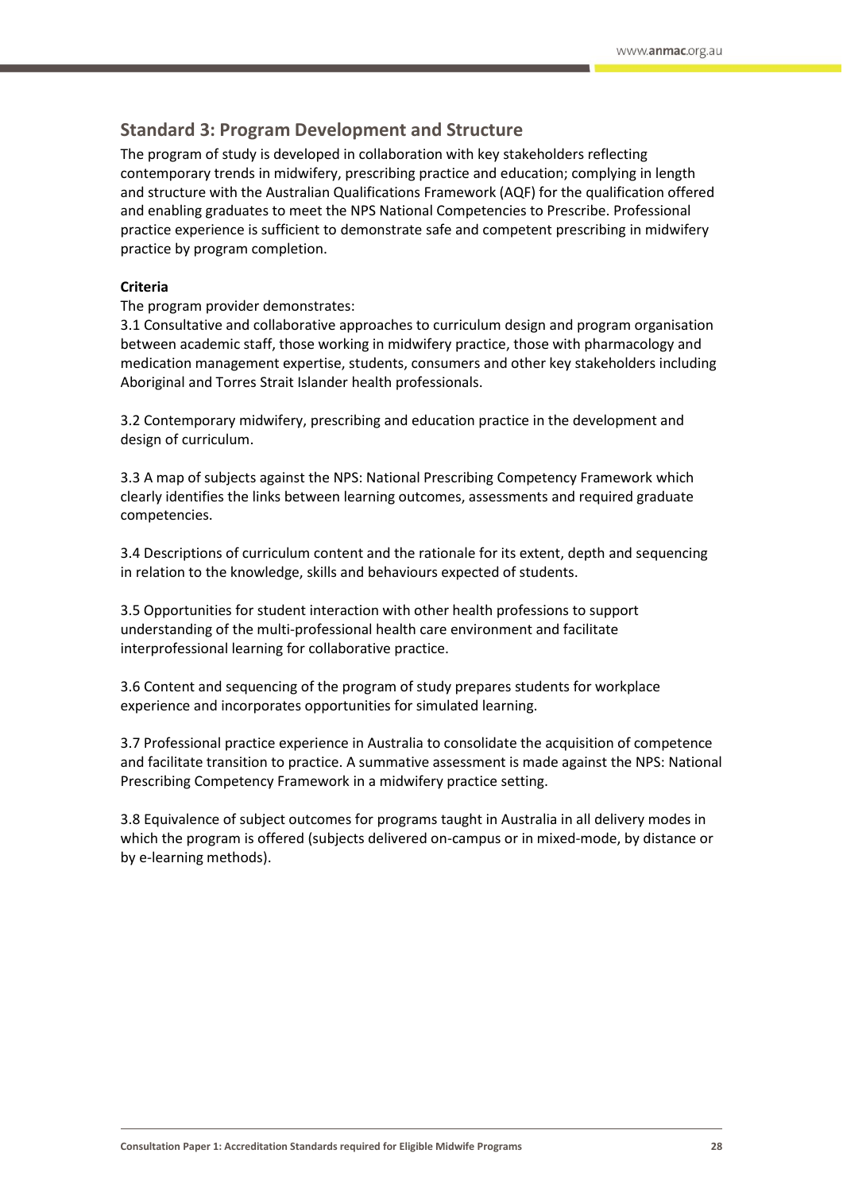## Standard 3: Program Development and Structure

The program of study is developed in collaboration with key stakeholders reflecting contemporary trends in midwifery, prescribing practice and education; complying in length and structure with the Australian Qualifications Framework (AQF) for the qualification offered and enabling graduates to meet the NPS National Competencies to Prescribe. Professional practice experience is sufficient to demonstrate safe and competent prescribing in midwifery practice by program completion.

**Criteria**

The program provider demonstrates:

3.1 Consultative and collaborative approaches to curriculum design and program organisation between academic staff, those working in midwifery practice, those with pharmacology and medication management expertise, students, consumers and other key stakeholders including Aboriginal and Torres Strait Islander health professionals.

3.2 Contemporary midwifery, prescribing and education practice in the development and design of curriculum.

3.3 A map of subjects against the NPS: National Prescribing Competency Framework which clearly identifies the links between learning outcomes, assessments and required graduate competencies.

3.4 Descriptions of curriculum content and the rationale for its extent, depth and sequencing in relation to the knowledge, skills and behaviours expected of students.

3.5 Opportunities for student interaction with other health professions to support understanding of the multi-professional health care environment and facilitate interprofessional learning for collaborative practice.

3.6 Content and sequencing of the program of study prepares students for workplace experience and incorporates opportunities for simulated learning.

3.7 Professional practice experience in Australia to consolidate the acquisition of competence and facilitate transition to practice. A summative assessment is made against the NPS: National Prescribing Competency Framework in a midwifery practice setting.

3.8 Equivalence of subject outcomes for programs taught in Australia in all delivery modes in which the program is offered (subjects delivered on-campus or in mixed-mode, by distance or by e-learning methods).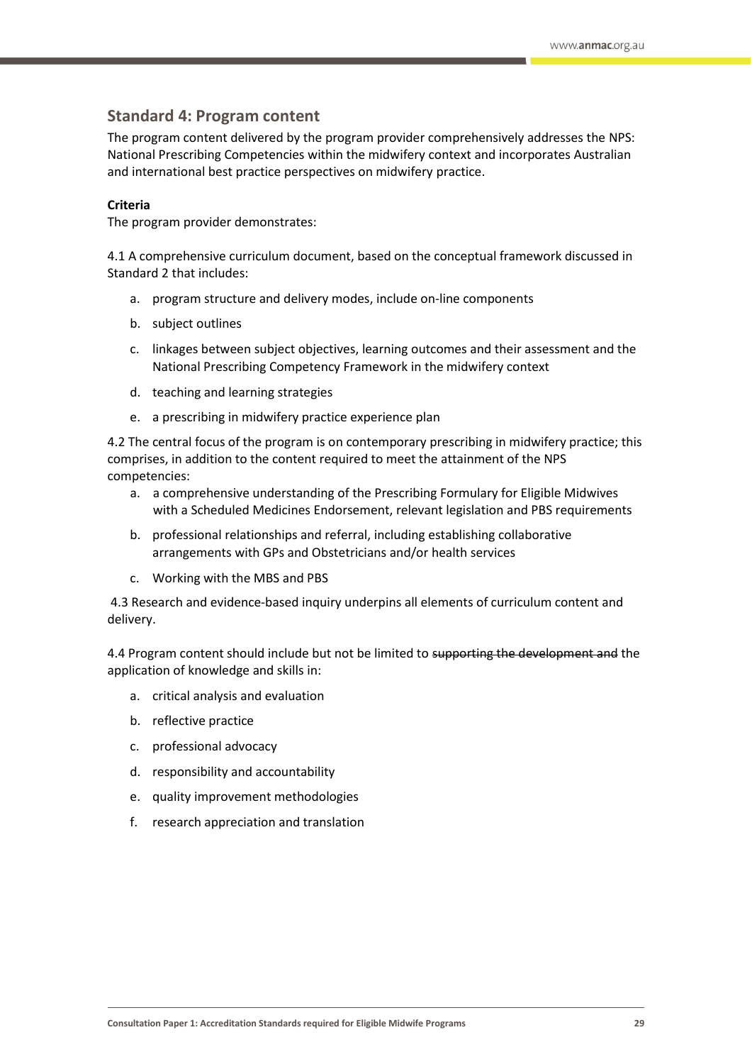## Standard 4: Program content

The program content delivered by the program provider comprehensively addresses the NPS: National Prescribing Competencies within the midwifery context and incorporates Australian and international best practice perspectives on midwifery practice.

**Criteria**

The program provider demonstrates:

4.1 A comprehensive curriculum document, based on the conceptual framework discussed in Standard 2 that includes:

a. program structure and delivery modes, include on-line components

b. subject outlines

c. linkages between subject objectives, learning outcomes and their assessment and the National Prescribing Competency Framework in the midwifery context

d. teaching and learning strategies

e. a prescribing in midwifery practice experience plan

4.2 The central focus of the program is on contemporary prescribing in midwifery practice; this comprises, in addition to the content required to meet the attainment of the NPS competencies:

a. a comprehensive understanding of the Prescribing Formulary for Eligible Midwives with a Scheduled Medicines Endorsement, relevant legislation and PBS requirements

b. professional relationships and referral, including establishing collaborative arrangements with GPs and Obstetricians and/or health services

c. Working with the MBS and PBS

4.3 Research and evidence-based inquiry underpins all elements of curriculum content and delivery.

4.4 Program content should include but not be limited to ~~supporting the development and~~ the application of knowledge and skills in:

a. critical analysis and evaluation

b. reflective practice

c. professional advocacy

d. responsibility and accountability

e. quality improvement methodologies

f. research appreciation and translation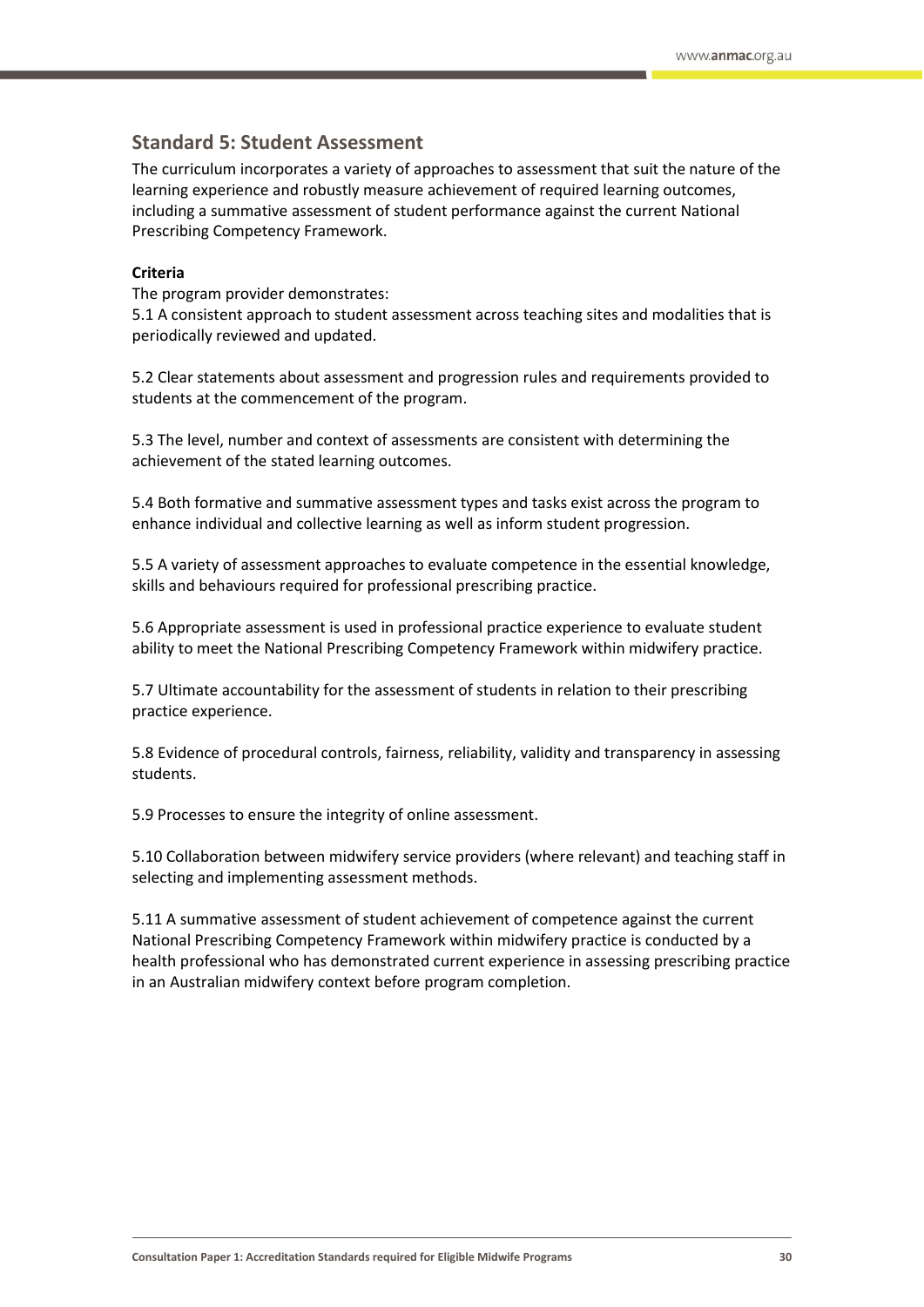## Standard 5: Student Assessment

The curriculum incorporates a variety of approaches to assessment that suit the nature of the learning experience and robustly measure achievement of required learning outcomes, including a summative assessment of student performance against the current National Prescribing Competency Framework.

**Criteria**

The program provider demonstrates:

5.1 A consistent approach to student assessment across teaching sites and modalities that is periodically reviewed and updated.

5.2 Clear statements about assessment and progression rules and requirements provided to students at the commencement of the program.

5.3 The level, number and context of assessments are consistent with determining the achievement of the stated learning outcomes.

5.4 Both formative and summative assessment types and tasks exist across the program to enhance individual and collective learning as well as inform student progression.

5.5 A variety of assessment approaches to evaluate competence in the essential knowledge, skills and behaviours required for professional prescribing practice.

5.6 Appropriate assessment is used in professional practice experience to evaluate student ability to meet the National Prescribing Competency Framework within midwifery practice.

5.7 Ultimate accountability for the assessment of students in relation to their prescribing practice experience.

5.8 Evidence of procedural controls, fairness, reliability, validity and transparency in assessing students.

5.9 Processes to ensure the integrity of online assessment.

5.10 Collaboration between midwifery service providers (where relevant) and teaching staff in selecting and implementing assessment methods.

5.11 A summative assessment of student achievement of competence against the current National Prescribing Competency Framework within midwifery practice is conducted by a health professional who has demonstrated current experience in assessing prescribing practice in an Australian midwifery context before program completion.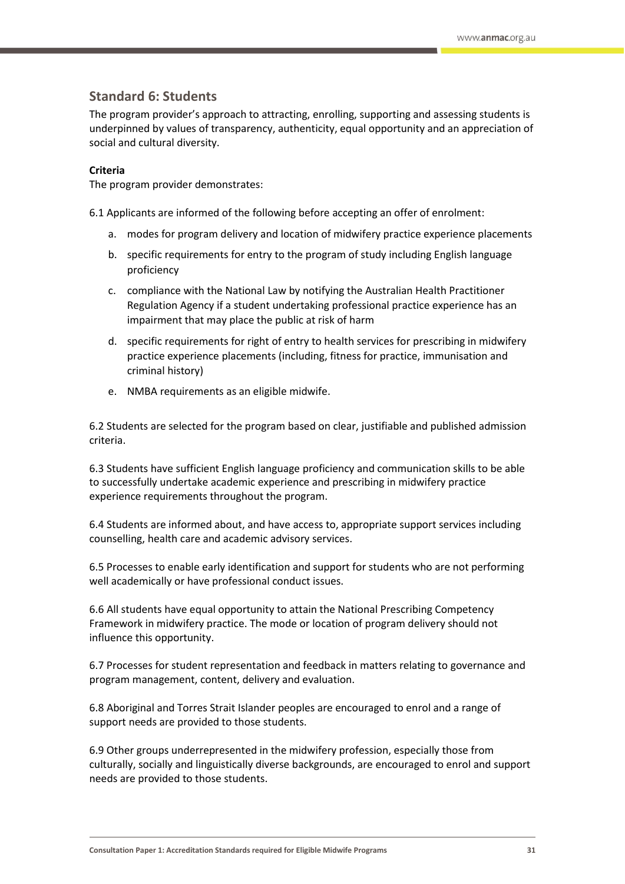## Standard 6: Students

The program provider's approach to attracting, enrolling, supporting and assessing students is underpinned by values of transparency, authenticity, equal opportunity and an appreciation of social and cultural diversity.

**Criteria**

The program provider demonstrates:

6.1 Applicants are informed of the following before accepting an offer of enrolment:

a. modes for program delivery and location of midwifery practice experience placements

b. specific requirements for entry to the program of study including English language proficiency

c. compliance with the National Law by notifying the Australian Health Practitioner Regulation Agency if a student undertaking professional practice experience has an impairment that may place the public at risk of harm

d. specific requirements for right of entry to health services for prescribing in midwifery practice experience placements (including, fitness for practice, immunisation and criminal history)

e. NMBA requirements as an eligible midwife.

6.2 Students are selected for the program based on clear, justifiable and published admission criteria.

6.3 Students have sufficient English language proficiency and communication skills to be able to successfully undertake academic experience and prescribing in midwifery practice experience requirements throughout the program.

6.4 Students are informed about, and have access to, appropriate support services including counselling, health care and academic advisory services.

6.5 Processes to enable early identification and support for students who are not performing well academically or have professional conduct issues.

6.6 All students have equal opportunity to attain the National Prescribing Competency Framework in midwifery practice. The mode or location of program delivery should not influence this opportunity.

6.7 Processes for student representation and feedback in matters relating to governance and program management, content, delivery and evaluation.

6.8 Aboriginal and Torres Strait Islander peoples are encouraged to enrol and a range of support needs are provided to those students.

6.9 Other groups underrepresented in the midwifery profession, especially those from culturally, socially and linguistically diverse backgrounds, are encouraged to enrol and support needs are provided to those students.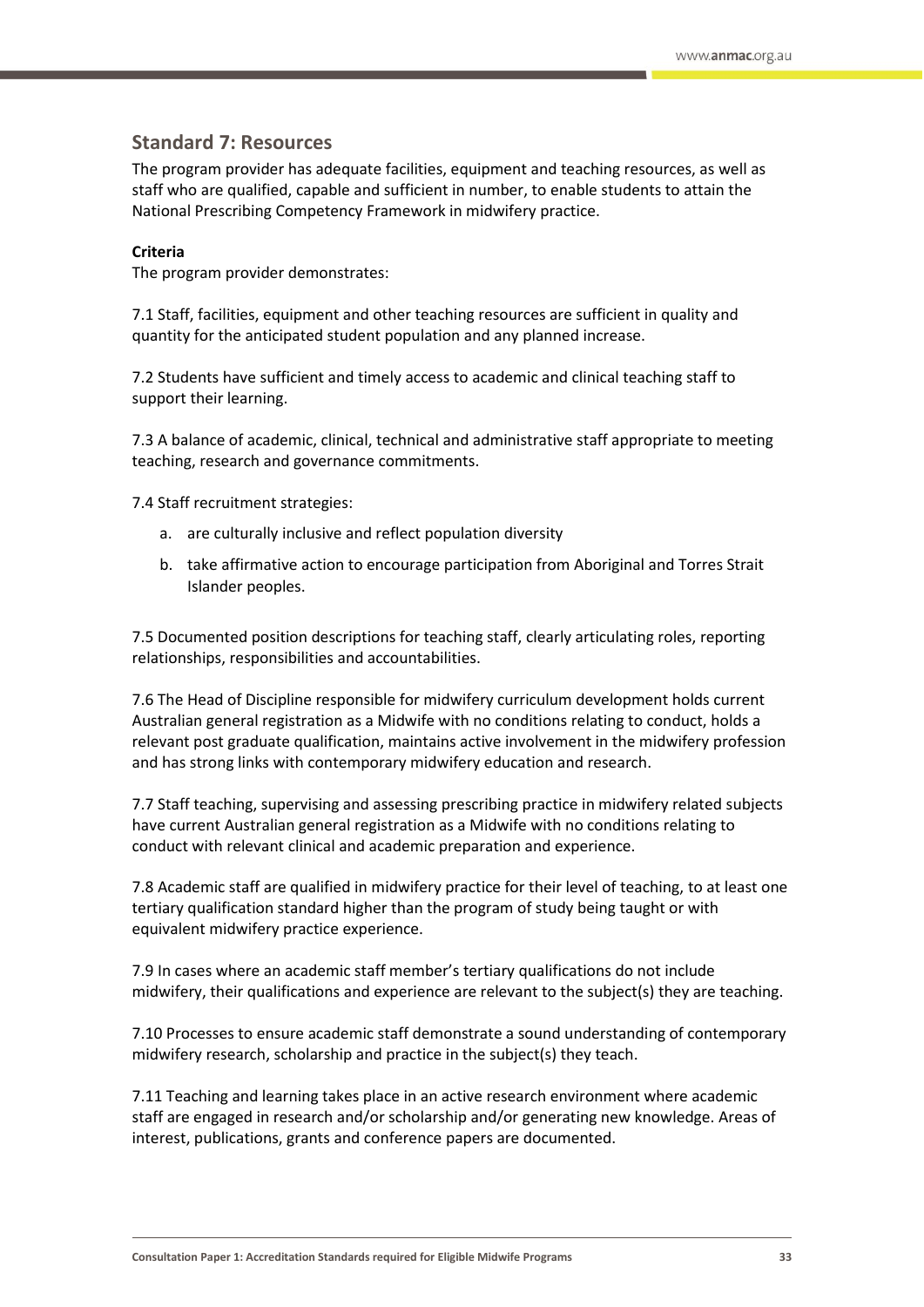## Standard 7: Resources

The program provider has adequate facilities, equipment and teaching resources, as well as staff who are qualified, capable and sufficient in number, to enable students to attain the National Prescribing Competency Framework in midwifery practice.

**Criteria**

The program provider demonstrates:

7.1 Staff, facilities, equipment and other teaching resources are sufficient in quality and quantity for the anticipated student population and any planned increase.

7.2 Students have sufficient and timely access to academic and clinical teaching staff to support their learning.

7.3 A balance of academic, clinical, technical and administrative staff appropriate to meeting teaching, research and governance commitments.

7.4 Staff recruitment strategies:

a. are culturally inclusive and reflect population diversity
b. take affirmative action to encourage participation from Aboriginal and Torres Strait Islander peoples.

7.5 Documented position descriptions for teaching staff, clearly articulating roles, reporting relationships, responsibilities and accountabilities.

7.6 The Head of Discipline responsible for midwifery curriculum development holds current Australian general registration as a Midwife with no conditions relating to conduct, holds a relevant post graduate qualification, maintains active involvement in the midwifery profession and has strong links with contemporary midwifery education and research.

7.7 Staff teaching, supervising and assessing prescribing practice in midwifery related subjects have current Australian general registration as a Midwife with no conditions relating to conduct with relevant clinical and academic preparation and experience.

7.8 Academic staff are qualified in midwifery practice for their level of teaching, to at least one tertiary qualification standard higher than the program of study being taught or with equivalent midwifery practice experience.

7.9 In cases where an academic staff member's tertiary qualifications do not include midwifery, their qualifications and experience are relevant to the subject(s) they are teaching.

7.10 Processes to ensure academic staff demonstrate a sound understanding of contemporary midwifery research, scholarship and practice in the subject(s) they teach.

7.11 Teaching and learning takes place in an active research environment where academic staff are engaged in research and/or scholarship and/or generating new knowledge. Areas of interest, publications, grants and conference papers are documented.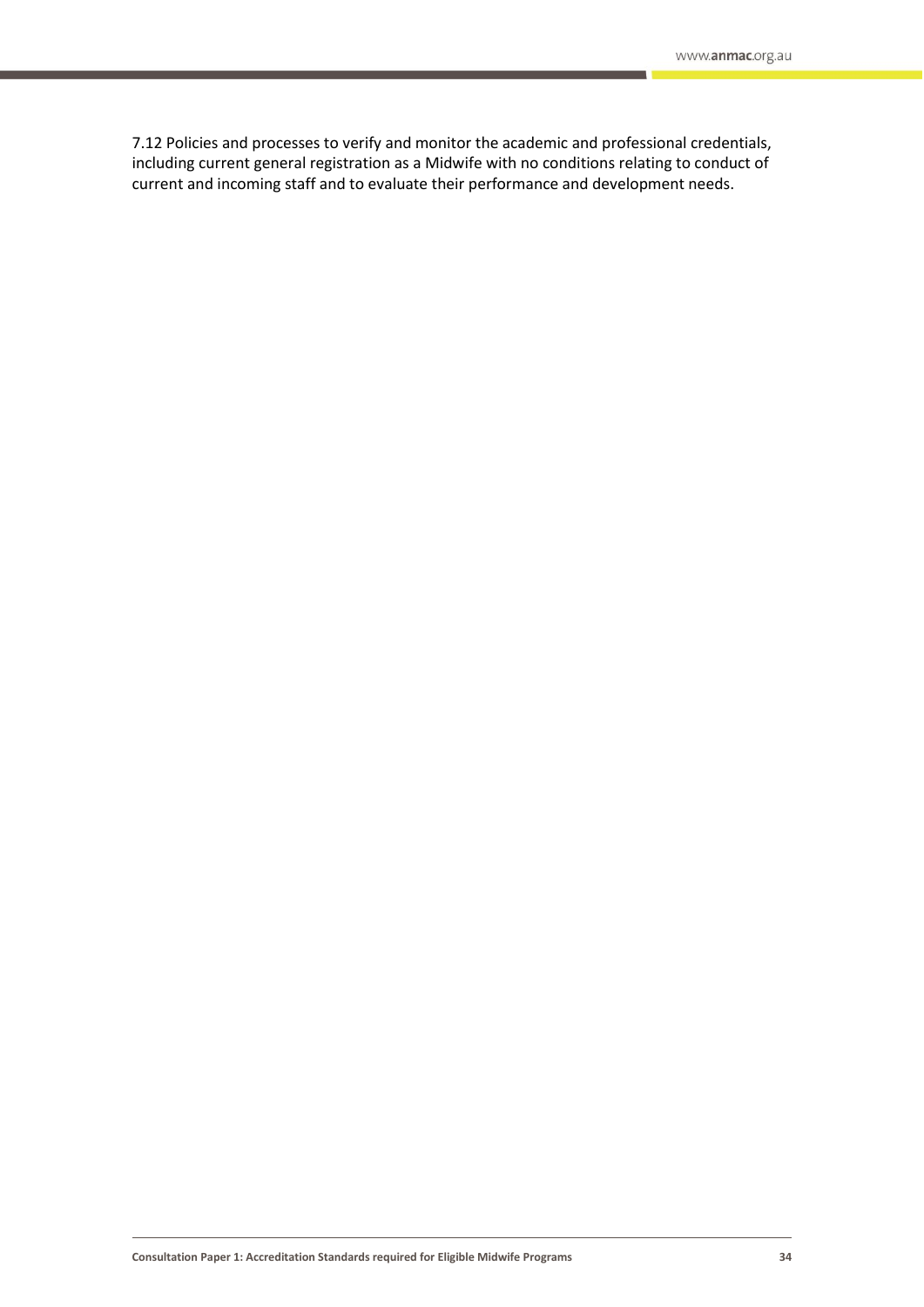7.12 Policies and processes to verify and monitor the academic and professional credentials, including current general registration as a Midwife with no conditions relating to conduct of current and incoming staff and to evaluate their performance and development needs.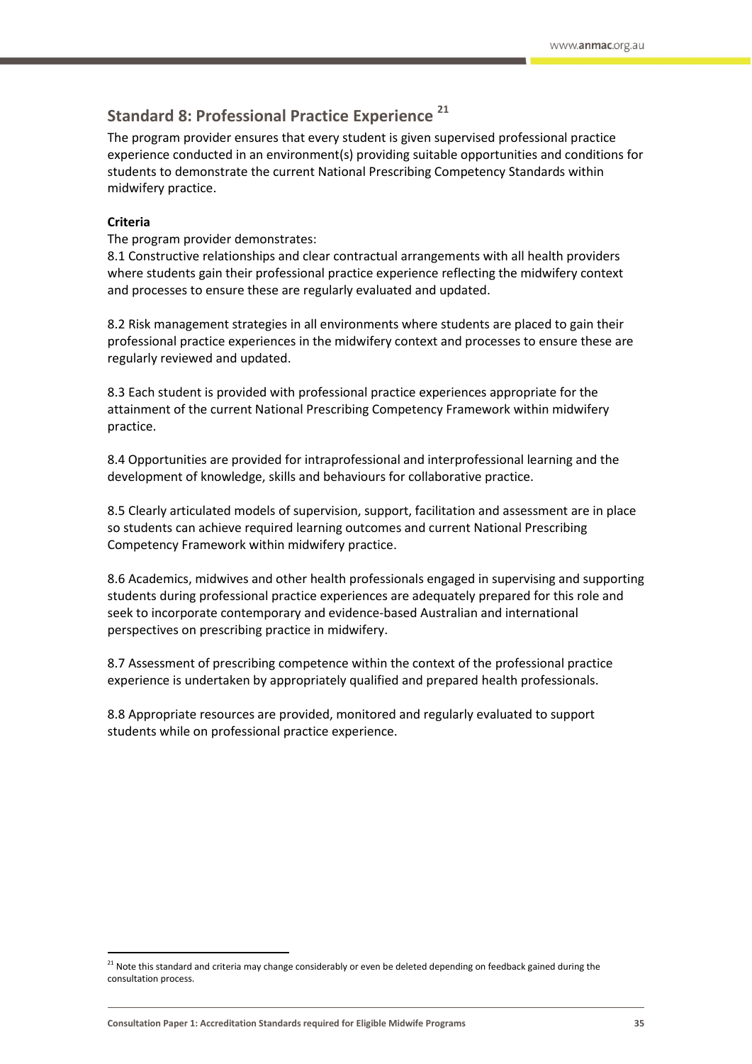## Standard 8: Professional Practice Experience [21]

The program provider ensures that every student is given supervised professional practice experience conducted in an environment(s) providing suitable opportunities and conditions for students to demonstrate the current National Prescribing Competency Standards within midwifery practice.

**Criteria**

The program provider demonstrates:

8.1 Constructive relationships and clear contractual arrangements with all health providers where students gain their professional practice experience reflecting the midwifery context and processes to ensure these are regularly evaluated and updated.

8.2 Risk management strategies in all environments where students are placed to gain their professional practice experiences in the midwifery context and processes to ensure these are regularly reviewed and updated.

8.3 Each student is provided with professional practice experiences appropriate for the attainment of the current National Prescribing Competency Framework within midwifery practice.

8.4 Opportunities are provided for intraprofessional and interprofessional learning and the development of knowledge, skills and behaviours for collaborative practice.

8.5 Clearly articulated models of supervision, support, facilitation and assessment are in place so students can achieve required learning outcomes and current National Prescribing Competency Framework within midwifery practice.

8.6 Academics, midwives and other health professionals engaged in supervising and supporting students during professional practice experiences are adequately prepared for this role and seek to incorporate contemporary and evidence-based Australian and international perspectives on prescribing practice in midwifery.

8.7 Assessment of prescribing competence within the context of the professional practice experience is undertaken by appropriately qualified and prepared health professionals.

8.8 Appropriate resources are provided, monitored and regularly evaluated to support students while on professional practice experience.

---

[21] Note this standard and criteria may change considerably or even be deleted depending on feedback gained during the consultation process.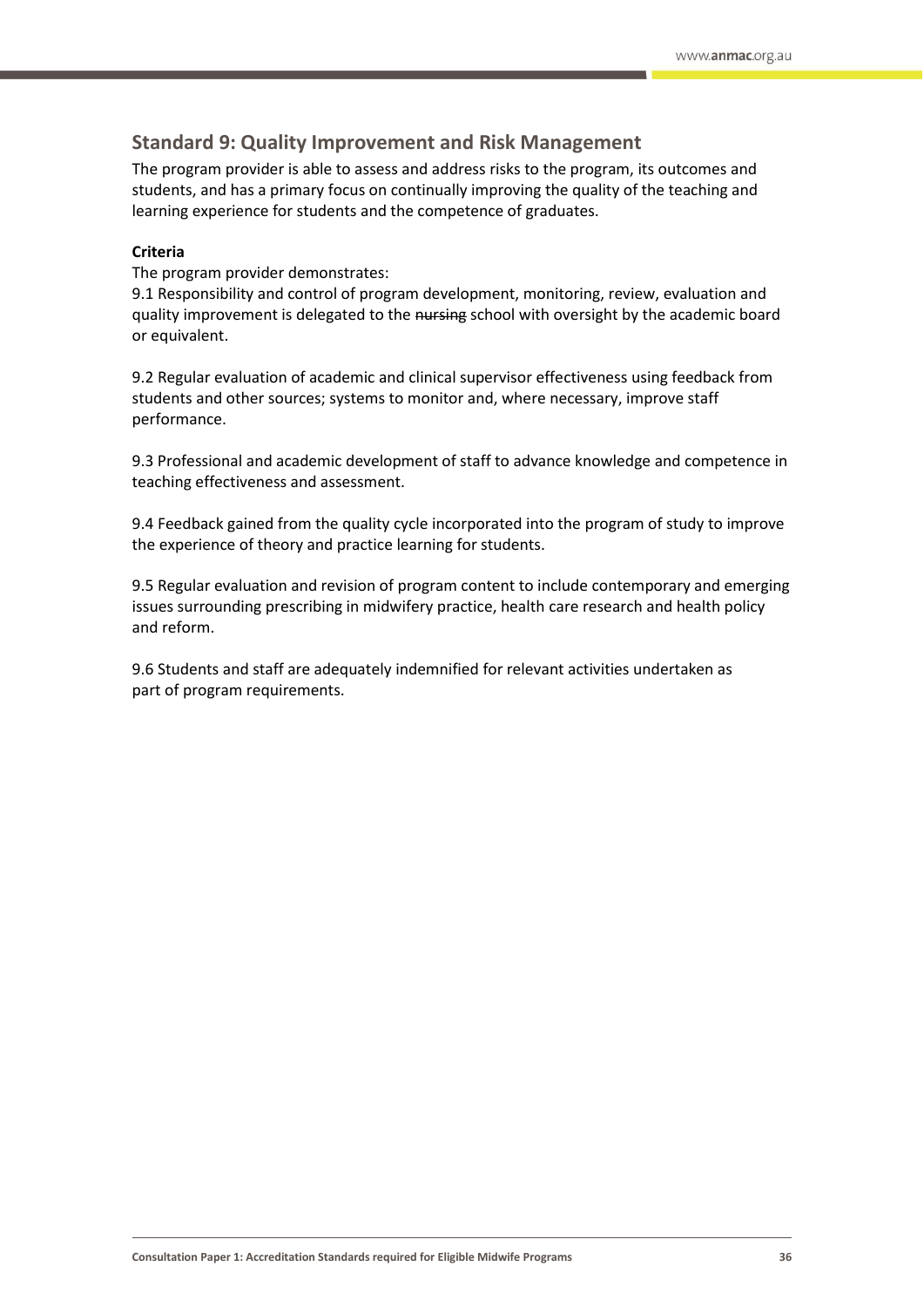## Standard 9: Quality Improvement and Risk Management

The program provider is able to assess and address risks to the program, its outcomes and students, and has a primary focus on continually improving the quality of the teaching and learning experience for students and the competence of graduates.

**Criteria**

The program provider demonstrates:

9.1 Responsibility and control of program development, monitoring, review, evaluation and quality improvement is delegated to the ~~nursing~~ school with oversight by the academic board or equivalent.

9.2 Regular evaluation of academic and clinical supervisor effectiveness using feedback from students and other sources; systems to monitor and, where necessary, improve staff performance.

9.3 Professional and academic development of staff to advance knowledge and competence in teaching effectiveness and assessment.

9.4 Feedback gained from the quality cycle incorporated into the program of study to improve the experience of theory and practice learning for students.

9.5 Regular evaluation and revision of program content to include contemporary and emerging issues surrounding prescribing in midwifery practice, health care research and health policy and reform.

9.6 Students and staff are adequately indemnified for relevant activities undertaken as part of program requirements.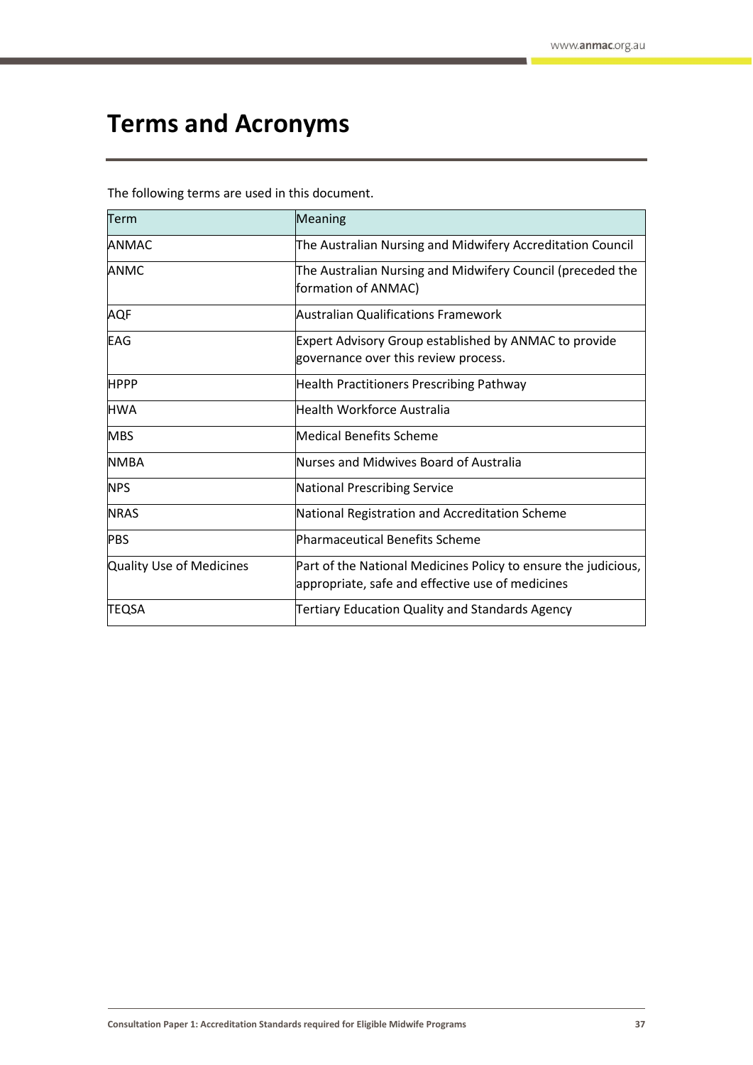# Terms and Acronyms

The following terms are used in this document.

| Term | Meaning |
|---|---|
| ANMAC | The Australian Nursing and Midwifery Accreditation Council |
| ANMC | The Australian Nursing and Midwifery Council (preceded the formation of ANMAC) |
| AQF | Australian Qualifications Framework |
| EAG | Expert Advisory Group established by ANMAC to provide governance over this review process. |
| HPPP | Health Practitioners Prescribing Pathway |
| HWA | Health Workforce Australia |
| MBS | Medical Benefits Scheme |
| NMBA | Nurses and Midwives Board of Australia |
| NPS | National Prescribing Service |
| NRAS | National Registration and Accreditation Scheme |
| PBS | Pharmaceutical Benefits Scheme |
| Quality Use of Medicines | Part of the National Medicines Policy to ensure the judicious, appropriate, safe and effective use of medicines |
| TEQSA | Tertiary Education Quality and Standards Agency |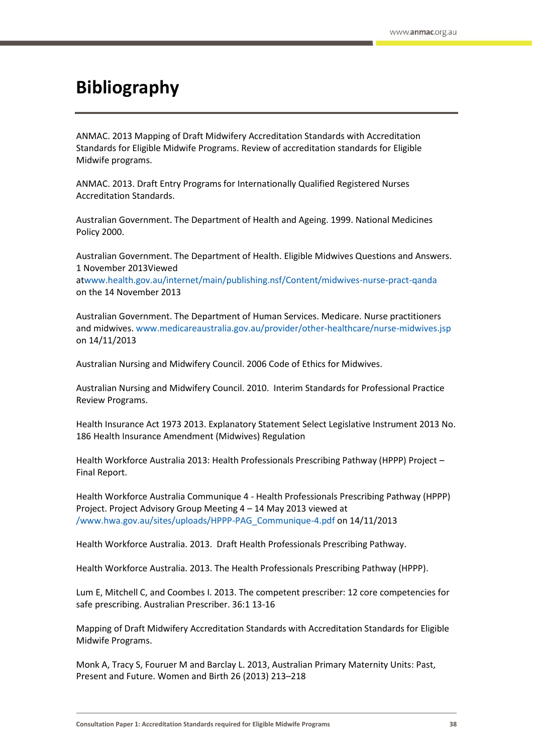# Bibliography

ANMAC. 2013 Mapping of Draft Midwifery Accreditation Standards with Accreditation Standards for Eligible Midwife Programs. Review of accreditation standards for Eligible Midwife programs.

ANMAC. 2013. Draft Entry Programs for Internationally Qualified Registered Nurses Accreditation Standards.

Australian Government. The Department of Health and Ageing. 1999. National Medicines Policy 2000.

Australian Government. The Department of Health. Eligible Midwives Questions and Answers. 1 November 2013Viewed atwww.health.gov.au/internet/main/publishing.nsf/Content/midwives-nurse-pract-qanda on the 14 November 2013

Australian Government. The Department of Human Services. Medicare. Nurse practitioners and midwives. www.medicareaustralia.gov.au/provider/other-healthcare/nurse-midwives.jsp on 14/11/2013

Australian Nursing and Midwifery Council. 2006 Code of Ethics for Midwives.

Australian Nursing and Midwifery Council. 2010. Interim Standards for Professional Practice Review Programs.

Health Insurance Act 1973 2013. Explanatory Statement Select Legislative Instrument 2013 No. 186 Health Insurance Amendment (Midwives) Regulation

Health Workforce Australia 2013: Health Professionals Prescribing Pathway (HPPP) Project – Final Report.

Health Workforce Australia Communique 4 - Health Professionals Prescribing Pathway (HPPP) Project. Project Advisory Group Meeting 4 – 14 May 2013 viewed at /www.hwa.gov.au/sites/uploads/HPPP-PAG_Communique-4.pdf on 14/11/2013

Health Workforce Australia. 2013. Draft Health Professionals Prescribing Pathway.

Health Workforce Australia. 2013. The Health Professionals Prescribing Pathway (HPPP).

Lum E, Mitchell C, and Coombes I. 2013. The competent prescriber: 12 core competencies for safe prescribing. Australian Prescriber. 36:1 13-16

Mapping of Draft Midwifery Accreditation Standards with Accreditation Standards for Eligible Midwife Programs.

Monk A, Tracy S, Fouruer M and Barclay L. 2013, Australian Primary Maternity Units: Past, Present and Future. Women and Birth 26 (2013) 213–218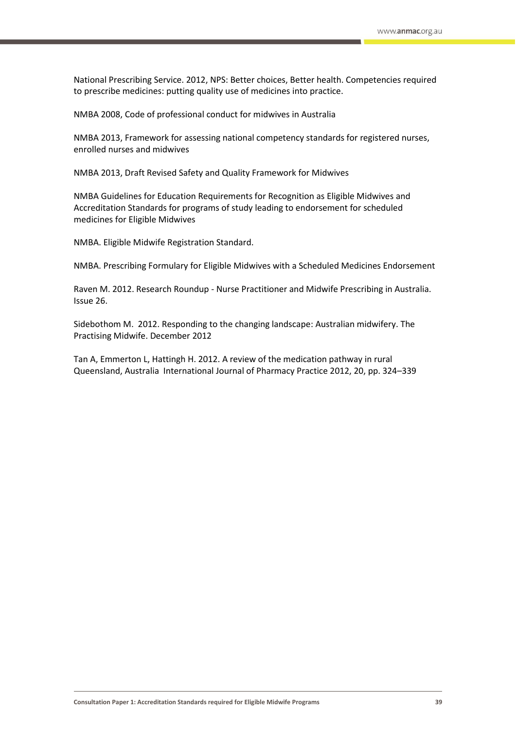National Prescribing Service. 2012, NPS: Better choices, Better health. Competencies required to prescribe medicines: putting quality use of medicines into practice.

NMBA 2008, Code of professional conduct for midwives in Australia

NMBA 2013, Framework for assessing national competency standards for registered nurses, enrolled nurses and midwives

NMBA 2013, Draft Revised Safety and Quality Framework for Midwives

NMBA Guidelines for Education Requirements for Recognition as Eligible Midwives and Accreditation Standards for programs of study leading to endorsement for scheduled medicines for Eligible Midwives

NMBA. Eligible Midwife Registration Standard.

NMBA. Prescribing Formulary for Eligible Midwives with a Scheduled Medicines Endorsement

Raven M. 2012. Research Roundup - Nurse Practitioner and Midwife Prescribing in Australia. Issue 26.

Sidebothom M. 2012. Responding to the changing landscape: Australian midwifery. The Practising Midwife. December 2012

Tan A, Emmerton L, Hattingh H. 2012. A review of the medication pathway in rural Queensland, Australia International Journal of Pharmacy Practice 2012, 20, pp. 324–339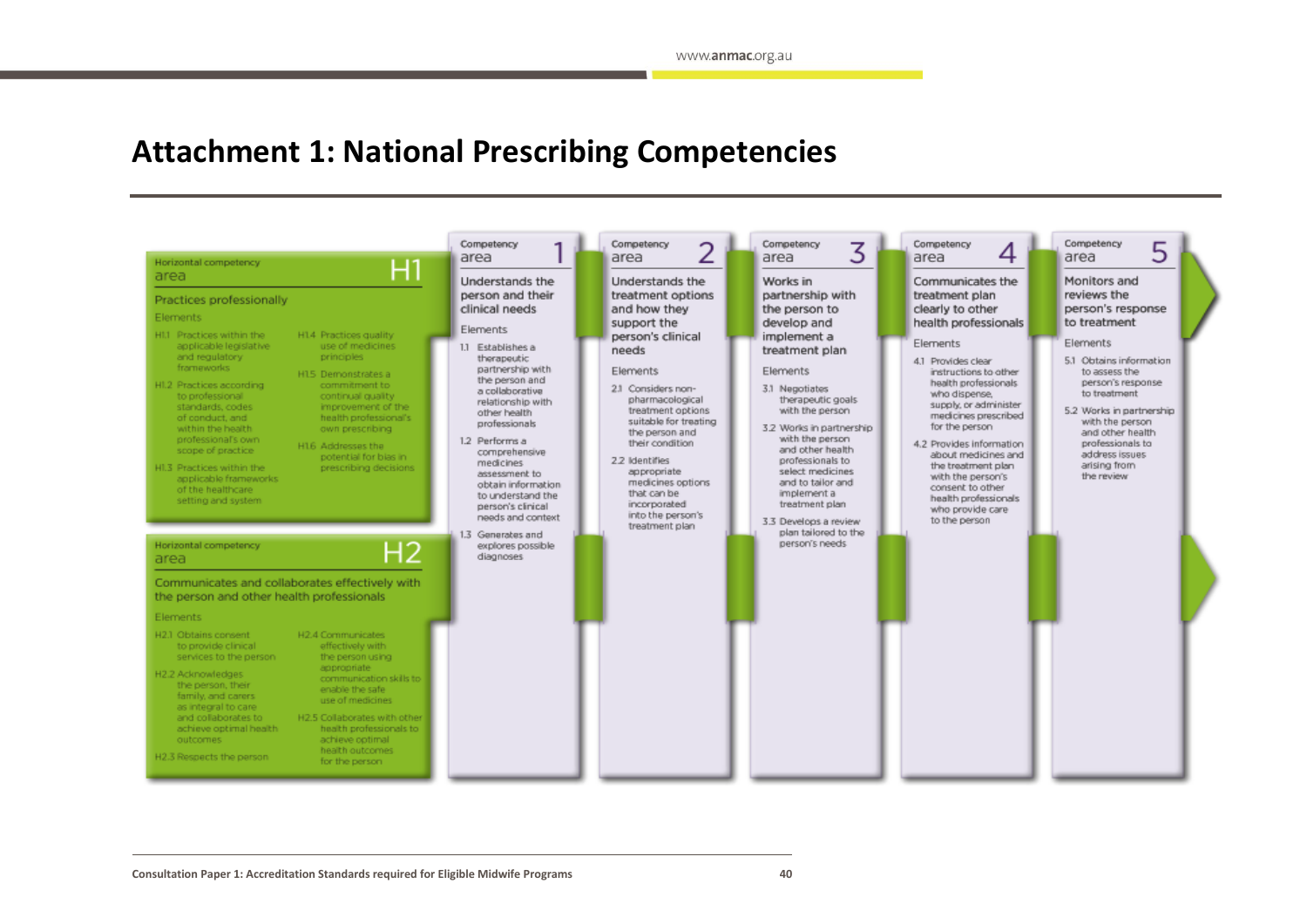# Attachment 1: National Prescribing Competencies

## Horizontal competency area H1

### Practices professionally

Elements

- H1.1 Practices within the applicable legislative and regulatory frameworks
- H1.2 Practices according to professional standards, codes of conduct, and within the health professional's own scope of practice
- H1.3 Practices within the applicable frameworks of the healthcare setting and system
- H1.4 Practices quality use of medicines principles
- H1.5 Demonstrates a commitment to continual quality improvement of the health professional's own prescribing
- H1.6 Addresses the potential for bias in prescribing decisions

## Horizontal competency area H2

### Communicates and collaborates effectively with the person and other health professionals

Elements

- H2.1 Obtains consent to provide clinical services to the person
- H2.2 Acknowledges the person, their family, and carers as integral to care and collaborates to achieve optimal health outcomes
- H2.3 Respects the person
- H2.4 Communicates effectively with the person using appropriate communication skills to enable the safe use of medicines
- H2.5 Collaborates with other health professionals to achieve optimal health outcomes for the person

## Competency area 1

### Understands the person and their clinical needs

Elements

- 1.1 Establishes a therapeutic partnership with the person and a collaborative relationship with other health professionals
- 1.2 Performs a comprehensive medicines assessment to obtain information to understand the person's clinical needs and context
- 1.3 Generates and explores possible diagnoses

## Competency area 2

### Understands the treatment options and how they support the person's clinical needs

Elements

- 2.1 Considers non-pharmacological treatment options suitable for treating the person and their condition
- 2.2 Identifies appropriate medicines options that can be incorporated into the person's treatment plan

## Competency area 3

### Works in partnership with the person to develop and implement a treatment plan

Elements

- 3.1 Negotiates therapeutic goals with the person
- 3.2 Works in partnership with the person and other health professionals to select medicines and to tailor and implement a treatment plan
- 3.3 Develops a review plan tailored to the person's needs

## Competency area 4

### Communicates the treatment plan clearly to other health professionals

Elements

- 4.1 Provides clear instructions to other health professionals who dispense, supply, or administer medicines prescribed for the person
- 4.2 Provides information about medicines and the treatment plan with the person's consent to other health professionals who provide care to the person

## Competency area 5

### Monitors and reviews the person's response to treatment

Elements

- 5.1 Obtains information to assess the person's response to treatment
- 5.2 Works in partnership with the person and other health professionals to address issues arising from the review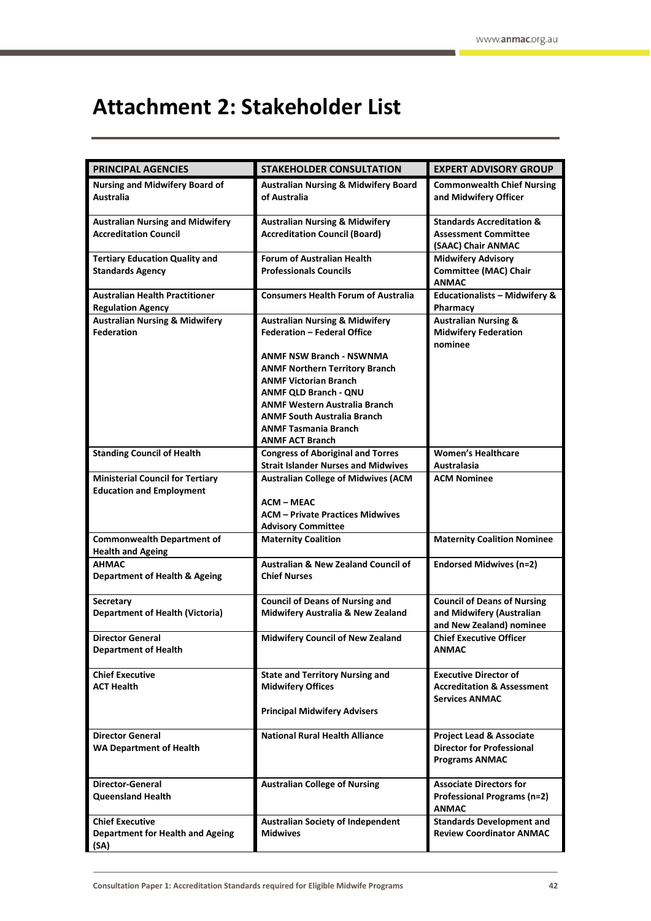# Attachment 2: Stakeholder List

| PRINCIPAL AGENCIES | STAKEHOLDER CONSULTATION | EXPERT ADVISORY GROUP |
|---|---|---|
| **Nursing and Midwifery Board of Australia** | **Australian Nursing & Midwifery Board of Australia** | **Commonwealth Chief Nursing and Midwifery Officer** |
| **Australian Nursing and Midwifery Accreditation Council** | **Australian Nursing & Midwifery Accreditation Council (Board)** | **Standards Accreditation & Assessment Committee (SAAC) Chair ANMAC** |
| **Tertiary Education Quality and Standards Agency** | **Forum of Australian Health Professionals Councils** | **Midwifery Advisory Committee (MAC) Chair ANMAC** |
| **Australian Health Practitioner Regulation Agency** | **Consumers Health Forum of Australia** | **Educationalists – Midwifery & Pharmacy** |
| **Australian Nursing & Midwifery Federation** | **Australian Nursing & Midwifery Federation – Federal Office**<br><br>**ANMF NSW Branch - NSWNMA**<br>**ANMF Northern Territory Branch**<br>**ANMF Victorian Branch**<br>**ANMF QLD Branch - QNU**<br>**ANMF Western Australia Branch**<br>**ANMF South Australia Branch**<br>**ANMF Tasmania Branch**<br>**ANMF ACT Branch** | **Australian Nursing & Midwifery Federation nominee** |
| **Standing Council of Health** | **Congress of Aboriginal and Torres Strait Islander Nurses and Midwives** | **Women's Healthcare Australasia** |
| **Ministerial Council for Tertiary Education and Employment** | **Australian College of Midwives (ACM**<br><br>**ACM – MEAC**<br>**ACM – Private Practices Midwives Advisory Committee** | **ACM Nominee** |
| **Commonwealth Department of Health and Ageing** | **Maternity Coalition** | **Maternity Coalition Nominee** |
| **AHMAC**<br>**Department of Health & Ageing** | **Australian & New Zealand Council of Chief Nurses** | **Endorsed Midwives (n=2)** |
| **Secretary**<br>**Department of Health (Victoria)** | **Council of Deans of Nursing and Midwifery Australia & New Zealand** | **Council of Deans of Nursing and Midwifery (Australian and New Zealand) nominee** |
| **Director General**<br>**Department of Health** | **Midwifery Council of New Zealand** | **Chief Executive Officer ANMAC** |
| **Chief Executive**<br>**ACT Health** | **State and Territory Nursing and Midwifery Offices**<br><br>**Principal Midwifery Advisers** | **Executive Director of Accreditation & Assessment Services ANMAC** |
| **Director General**<br>**WA Department of Health** | **National Rural Health Alliance** | **Project Lead & Associate Director for Professional Programs ANMAC** |
| **Director-General**<br>**Queensland Health** | **Australian College of Nursing** | **Associate Directors for Professional Programs (n=2) ANMAC** |
| **Chief Executive**<br>**Department for Health and Ageing (SA)** | **Australian Society of Independent Midwives** | **Standards Development and Review Coordinator ANMAC** |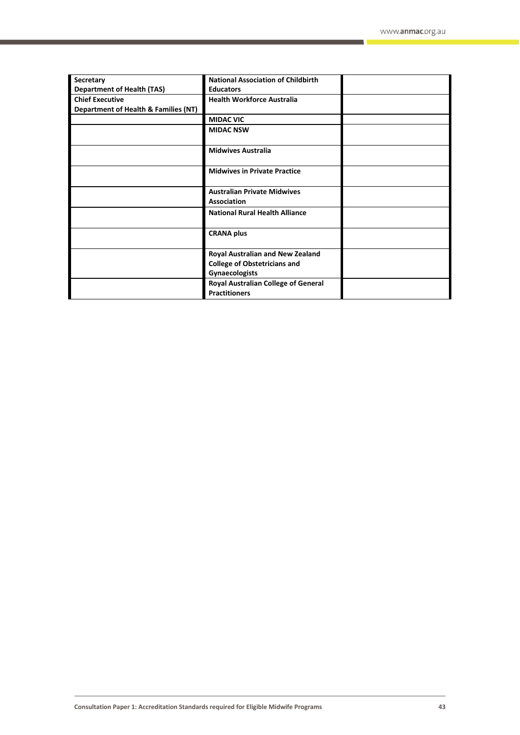| | | |
|---|---|---|
| **Secretary Department of Health (TAS)** | **National Association of Childbirth Educators** | |
| **Chief Executive Department of Health & Families (NT)** | **Health Workforce Australia** | |
| | **MIDAC VIC** | |
| | **MIDAC NSW** | |
| | **Midwives Australia** | |
| | **Midwives in Private Practice** | |
| | **Australian Private Midwives Association** | |
| | **National Rural Health Alliance** | |
| | **CRANA plus** | |
| | **Royal Australian and New Zealand College of Obstetricians and Gynaecologists** | |
| | **Royal Australian College of General Practitioners** | |